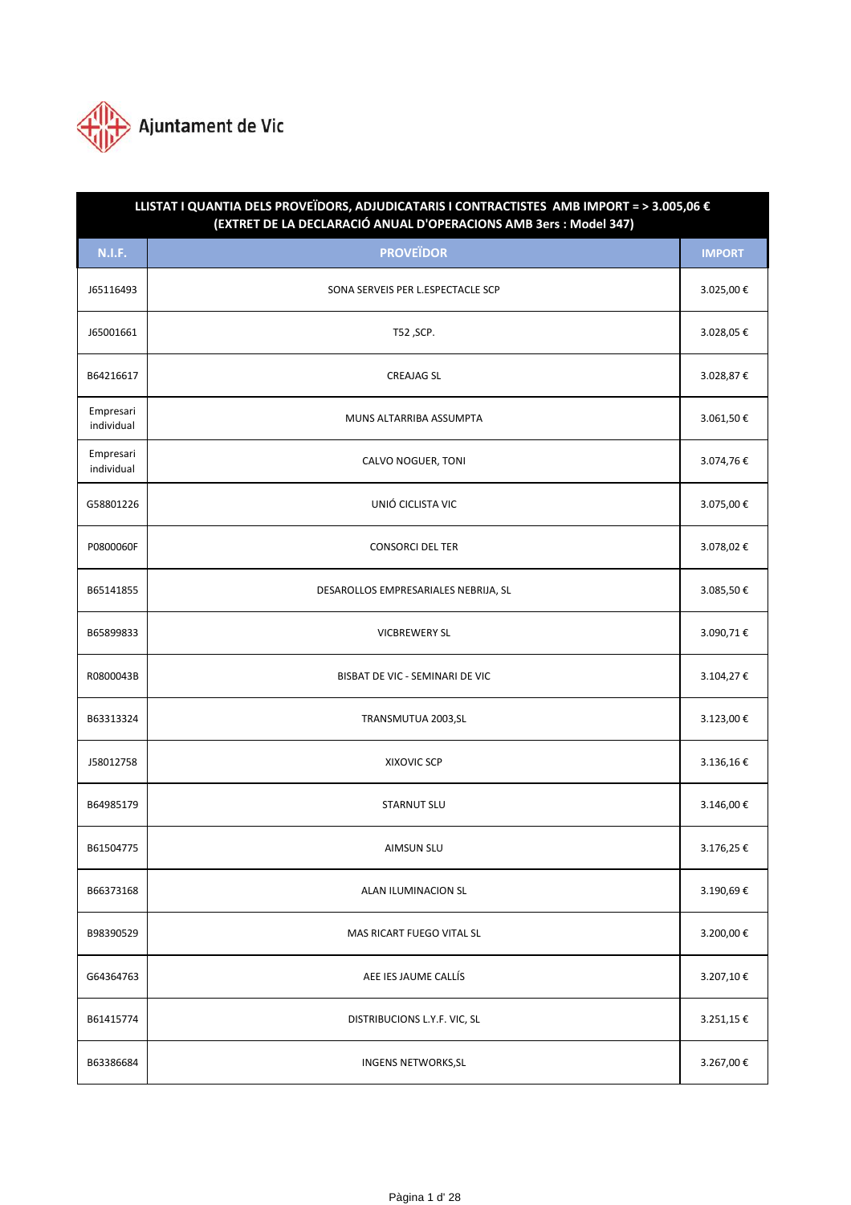Ajuntament de Vic

| LLISTAT I QUANTIA DELS PROVEÏDORS, ADJUDICATARIS I CONTRACTISTES AMB IMPORT = > 3.005,06 € (EXTRET DE LA DECLARACIÓ ANUAL D'OPERACIONS AMB 3ers : Model 347) | | |
|---|---|---|
| **N.I.F.** | **PROVEÏDOR** | **IMPORT** |
| J65116493 | SONA SERVEIS PER L.ESPECTACLE SCP | 3.025,00 € |
| J65001661 | T52 ,SCP. | 3.028,05 € |
| B64216617 | CREAJAG SL | 3.028,87 € |
| Empresari individual | MUNS ALTARRIBA ASSUMPTA | 3.061,50 € |
| Empresari individual | CALVO NOGUER, TONI | 3.074,76 € |
| G58801226 | UNIÓ CICLISTA VIC | 3.075,00 € |
| P0800060F | CONSORCI DEL TER | 3.078,02 € |
| B65141855 | DESAROLLOS EMPRESARIALES NEBRIJA, SL | 3.085,50 € |
| B65899833 | VICBREWERY SL | 3.090,71 € |
| R0800043B | BISBAT DE VIC - SEMINARI DE VIC | 3.104,27 € |
| B63313324 | TRANSMUTUA 2003,SL | 3.123,00 € |
| J58012758 | XIXOVIC SCP | 3.136,16 € |
| B64985179 | STARNUT SLU | 3.146,00 € |
| B61504775 | AIMSUN SLU | 3.176,25 € |
| B66373168 | ALAN ILUMINACION SL | 3.190,69 € |
| B98390529 | MAS RICART FUEGO VITAL SL | 3.200,00 € |
| G64364763 | AEE IES JAUME CALLÍS | 3.207,10 € |
| B61415774 | DISTRIBUCIONS L.Y.F. VIC, SL | 3.251,15 € |
| B63386684 | INGENS NETWORKS,SL | 3.267,00 € |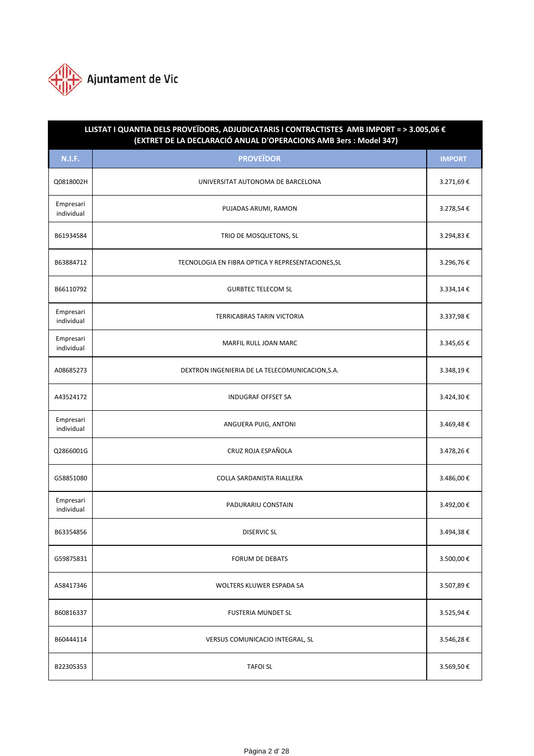Ajuntament de Vic

| LLISTAT I QUANTIA DELS PROVEÏDORS, ADJUDICATARIS I CONTRACTISTES AMB IMPORT = > 3.005,06 € (EXTRET DE LA DECLARACIÓ ANUAL D'OPERACIONS AMB 3ers : Model 347) | | |
|---|---|---|
| **N.I.F.** | **PROVEÏDOR** | **IMPORT** |
| Q0818002H | UNIVERSITAT AUTONOMA DE BARCELONA | 3.271,69 € |
| Empresari individual | PUJADAS ARUMI, RAMON | 3.278,54 € |
| B61934584 | TRIO DE MOSQUETONS, SL | 3.294,83 € |
| B63884712 | TECNOLOGIA EN FIBRA OPTICA Y REPRESENTACIONES,SL | 3.296,76 € |
| B66110792 | GURBTEC TELECOM SL | 3.334,14 € |
| Empresari individual | TERRICABRAS TARIN VICTORIA | 3.337,98 € |
| Empresari individual | MARFIL RULL JOAN MARC | 3.345,65 € |
| A08685273 | DEXTRON INGENIERIA DE LA TELECOMUNICACION,S.A. | 3.348,19 € |
| A43524172 | INDUGRAF OFFSET SA | 3.424,30 € |
| Empresari individual | ANGUERA PUIG, ANTONI | 3.469,48 € |
| Q2866001G | CRUZ ROJA ESPAÑOLA | 3.478,26 € |
| G58851080 | COLLA SARDANISTA RIALLERA | 3.486,00 € |
| Empresari individual | PADURARIU CONSTAIN | 3.492,00 € |
| B63354856 | DISERVIC SL | 3.494,38 € |
| G59875831 | FORUM DE DEBATS | 3.500,00 € |
| A58417346 | WOLTERS KLUWER ESPAÐA SA | 3.507,89 € |
| B60816337 | FUSTERIA MUNDET SL | 3.525,94 € |
| B60444114 | VERSUS COMUNICACIO INTEGRAL, SL | 3.546,28 € |
| B22305353 | TAFOI SL | 3.569,50 € |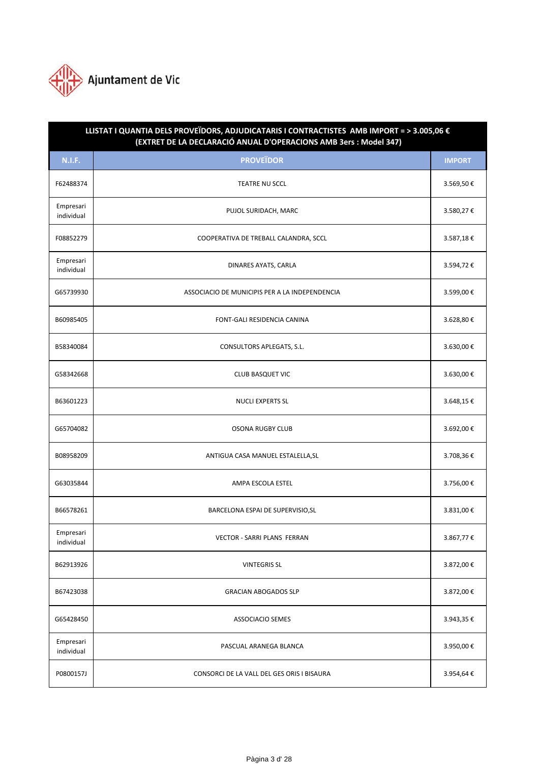Ajuntament de Vic

| LLISTAT I QUANTIA DELS PROVEÏDORS, ADJUDICATARIS I CONTRACTISTES AMB IMPORT = > 3.005,06 € (EXTRET DE LA DECLARACIÓ ANUAL D'OPERACIONS AMB 3ers : Model 347) | | |
|---|---|---|
| **N.I.F.** | **PROVEÏDOR** | **IMPORT** |
| F62488374 | TEATRE NU SCCL | 3.569,50 € |
| Empresari individual | PUJOL SURIDACH, MARC | 3.580,27 € |
| F08852279 | COOPERATIVA DE TREBALL CALANDRA, SCCL | 3.587,18 € |
| Empresari individual | DINARES AYATS, CARLA | 3.594,72 € |
| G65739930 | ASSOCIACIO DE MUNICIPIS PER A LA INDEPENDENCIA | 3.599,00 € |
| B60985405 | FONT-GALI RESIDENCIA CANINA | 3.628,80 € |
| B58340084 | CONSULTORS APLEGATS, S.L. | 3.630,00 € |
| G58342668 | CLUB BASQUET VIC | 3.630,00 € |
| B63601223 | NUCLI EXPERTS SL | 3.648,15 € |
| G65704082 | OSONA RUGBY CLUB | 3.692,00 € |
| B08958209 | ANTIGUA CASA MANUEL ESTALELLA,SL | 3.708,36 € |
| G63035844 | AMPA ESCOLA ESTEL | 3.756,00 € |
| B66578261 | BARCELONA ESPAI DE SUPERVISIO,SL | 3.831,00 € |
| Empresari individual | VECTOR - SARRI PLANS FERRAN | 3.867,77 € |
| B62913926 | VINTEGRIS SL | 3.872,00 € |
| B67423038 | GRACIAN ABOGADOS SLP | 3.872,00 € |
| G65428450 | ASSOCIACIO SEMES | 3.943,35 € |
| Empresari individual | PASCUAL ARANEGA BLANCA | 3.950,00 € |
| P0800157J | CONSORCI DE LA VALL DEL GES ORIS I BISAURA | 3.954,64 € |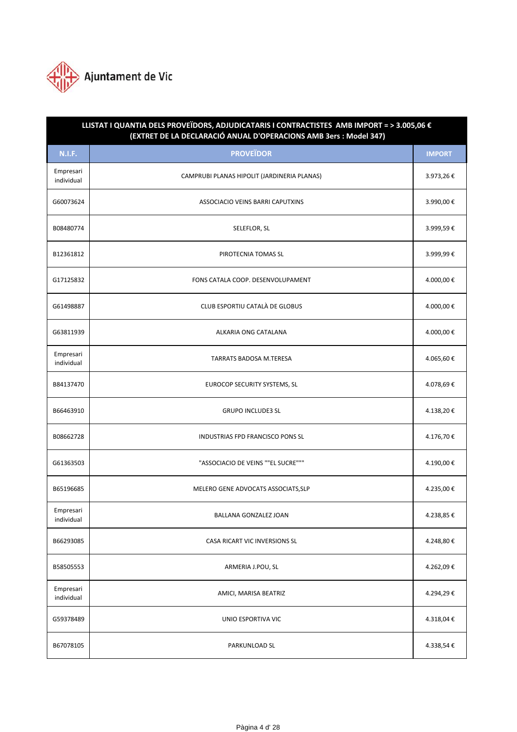Ajuntament de Vic

| LLISTAT I QUANTIA DELS PROVEÏDORS, ADJUDICATARIS I CONTRACTISTES AMB IMPORT = > 3.005,06 € (EXTRET DE LA DECLARACIÓ ANUAL D'OPERACIONS AMB 3ers : Model 347) | | |
|---|---|---|
| **N.I.F.** | **PROVEÏDOR** | **IMPORT** |
| Empresari individual | CAMPRUBI PLANAS HIPOLIT (JARDINERIA PLANAS) | 3.973,26 € |
| G60073624 | ASSOCIACIO VEINS BARRI CAPUTXINS | 3.990,00 € |
| B08480774 | SELEFLOR, SL | 3.999,59 € |
| B12361812 | PIROTECNIA TOMAS SL | 3.999,99 € |
| G17125832 | FONS CATALA COOP. DESENVOLUPAMENT | 4.000,00 € |
| G61498887 | CLUB ESPORTIU CATALÀ DE GLOBUS | 4.000,00 € |
| G63811939 | ALKARIA ONG CATALANA | 4.000,00 € |
| Empresari individual | TARRATS BADOSA M.TERESA | 4.065,60 € |
| B84137470 | EUROCOP SECURITY SYSTEMS, SL | 4.078,69 € |
| B66463910 | GRUPO INCLUDE3 SL | 4.138,20 € |
| B08662728 | INDUSTRIAS FPD FRANCISCO PONS SL | 4.176,70 € |
| G61363503 | "ASSOCIACIO DE VEINS ""EL SUCRE""" | 4.190,00 € |
| B65196685 | MELERO GENE ADVOCATS ASSOCIATS,SLP | 4.235,00 € |
| Empresari individual | BALLANA GONZALEZ JOAN | 4.238,85 € |
| B66293085 | CASA RICART VIC INVERSIONS SL | 4.248,80 € |
| B58505553 | ARMERIA J.POU, SL | 4.262,09 € |
| Empresari individual | AMICI, MARISA BEATRIZ | 4.294,29 € |
| G59378489 | UNIO ESPORTIVA VIC | 4.318,04 € |
| B67078105 | PARKUNLOAD SL | 4.338,54 € |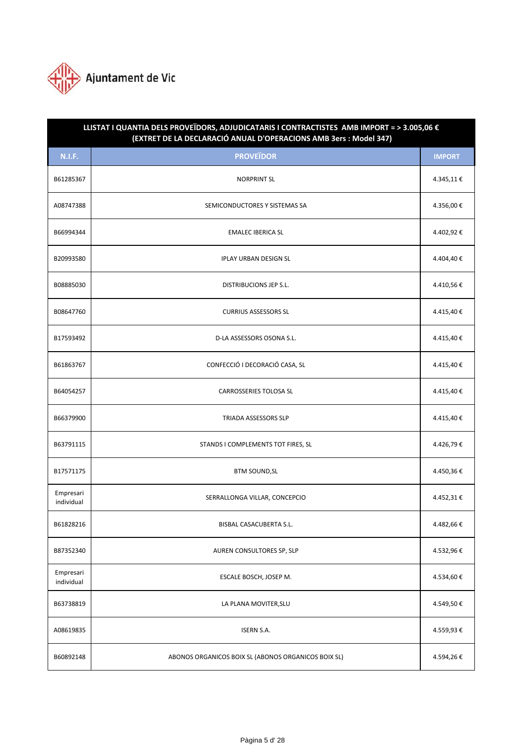Ajuntament de Vic

| LLISTAT I QUANTIA DELS PROVEÏDORS, ADJUDICATARIS I CONTRACTISTES AMB IMPORT = > 3.005,06 € (EXTRET DE LA DECLARACIÓ ANUAL D'OPERACIONS AMB 3ers : Model 347) | | |
|---|---|---|
| **N.I.F.** | **PROVEÏDOR** | **IMPORT** |
| B61285367 | NORPRINT SL | 4.345,11 € |
| A08747388 | SEMICONDUCTORES Y SISTEMAS SA | 4.356,00 € |
| B66994344 | EMALEC IBERICA SL | 4.402,92 € |
| B20993580 | IPLAY URBAN DESIGN SL | 4.404,40 € |
| B08885030 | DISTRIBUCIONS JEP S.L. | 4.410,56 € |
| B08647760 | CURRIUS ASSESSORS SL | 4.415,40 € |
| B17593492 | D-LA ASSESSORS OSONA S.L. | 4.415,40 € |
| B61863767 | CONFECCIÓ I DECORACIÓ CASA, SL | 4.415,40 € |
| B64054257 | CARROSSERIES TOLOSA SL | 4.415,40 € |
| B66379900 | TRIADA ASSESSORS SLP | 4.415,40 € |
| B63791115 | STANDS I COMPLEMENTS TOT FIRES, SL | 4.426,79 € |
| B17571175 | BTM SOUND,SL | 4.450,36 € |
| Empresari individual | SERRALLONGA VILLAR, CONCEPCIO | 4.452,31 € |
| B61828216 | BISBAL CASACUBERTA S.L. | 4.482,66 € |
| B87352340 | AUREN CONSULTORES SP, SLP | 4.532,96 € |
| Empresari individual | ESCALE BOSCH, JOSEP M. | 4.534,60 € |
| B63738819 | LA PLANA MOVITER,SLU | 4.549,50 € |
| A08619835 | ISERN S.A. | 4.559,93 € |
| B60892148 | ABONOS ORGANICOS BOIX SL (ABONOS ORGANICOS BOIX SL) | 4.594,26 € |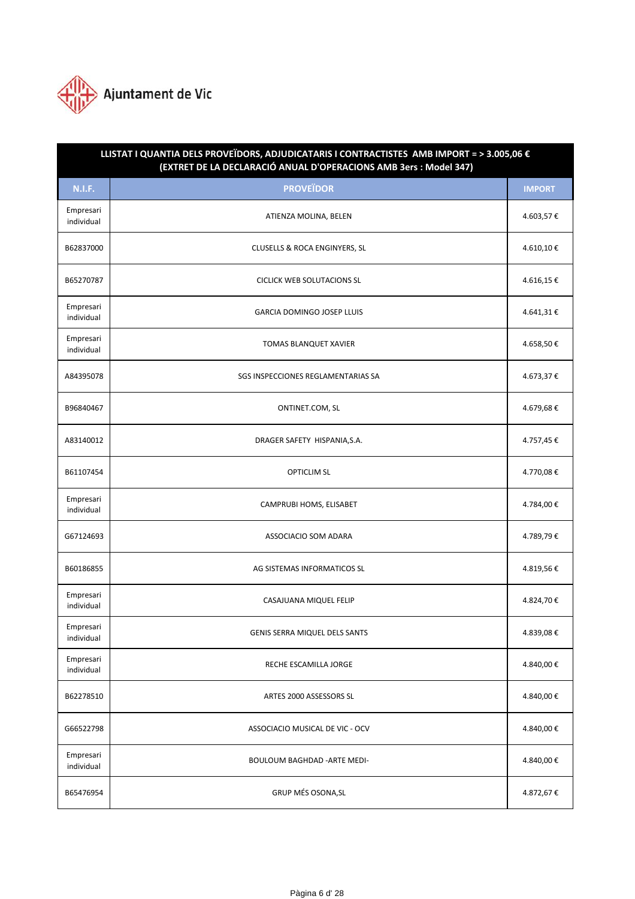Ajuntament de Vic

| LLISTAT I QUANTIA DELS PROVEÏDORS, ADJUDICATARIS I CONTRACTISTES AMB IMPORT = > 3.005,06 € (EXTRET DE LA DECLARACIÓ ANUAL D'OPERACIONS AMB 3ers : Model 347) | | |
|---|---|---|
| **N.I.F.** | **PROVEÏDOR** | **IMPORT** |
| Empresari individual | ATIENZA MOLINA, BELEN | 4.603,57 € |
| B62837000 | CLUSELLS & ROCA ENGINYERS, SL | 4.610,10 € |
| B65270787 | CICLICK WEB SOLUTACIONS SL | 4.616,15 € |
| Empresari individual | GARCIA DOMINGO JOSEP LLUIS | 4.641,31 € |
| Empresari individual | TOMAS BLANQUET XAVIER | 4.658,50 € |
| A84395078 | SGS INSPECCIONES REGLAMENTARIAS SA | 4.673,37 € |
| B96840467 | ONTINET.COM, SL | 4.679,68 € |
| A83140012 | DRAGER SAFETY HISPANIA,S.A. | 4.757,45 € |
| B61107454 | OPTICLIM SL | 4.770,08 € |
| Empresari individual | CAMPRUBI HOMS, ELISABET | 4.784,00 € |
| G67124693 | ASSOCIACIO SOM ADARA | 4.789,79 € |
| B60186855 | AG SISTEMAS INFORMATICOS SL | 4.819,56 € |
| Empresari individual | CASAJUANA MIQUEL FELIP | 4.824,70 € |
| Empresari individual | GENIS SERRA MIQUEL DELS SANTS | 4.839,08 € |
| Empresari individual | RECHE ESCAMILLA JORGE | 4.840,00 € |
| B62278510 | ARTES 2000 ASSESSORS SL | 4.840,00 € |
| G66522798 | ASSOCIACIO MUSICAL DE VIC - OCV | 4.840,00 € |
| Empresari individual | BOULOUM BAGHDAD -ARTE MEDI- | 4.840,00 € |
| B65476954 | GRUP MÉS OSONA,SL | 4.872,67 € |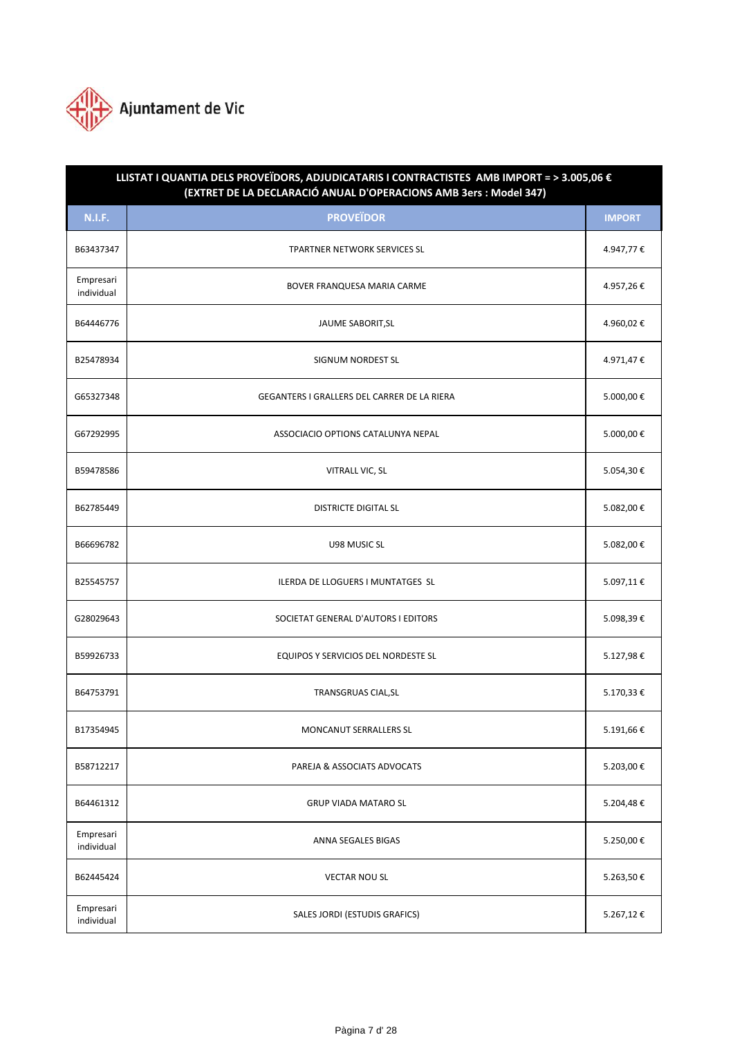Ajuntament de Vic

| LLISTAT I QUANTIA DELS PROVEÏDORS, ADJUDICATARIS I CONTRACTISTES AMB IMPORT = > 3.005,06 € (EXTRET DE LA DECLARACIÓ ANUAL D'OPERACIONS AMB 3ers : Model 347) | | |
|---|---|---|
| **N.I.F.** | **PROVEÏDOR** | **IMPORT** |
| B63437347 | TPARTNER NETWORK SERVICES SL | 4.947,77 € |
| Empresari individual | BOVER FRANQUESA MARIA CARME | 4.957,26 € |
| B64446776 | JAUME SABORIT,SL | 4.960,02 € |
| B25478934 | SIGNUM NORDEST SL | 4.971,47 € |
| G65327348 | GEGANTERS I GRALLERS DEL CARRER DE LA RIERA | 5.000,00 € |
| G67292995 | ASSOCIACIO OPTIONS CATALUNYA NEPAL | 5.000,00 € |
| B59478586 | VITRALL VIC, SL | 5.054,30 € |
| B62785449 | DISTRICTE DIGITAL SL | 5.082,00 € |
| B66696782 | U98 MUSIC SL | 5.082,00 € |
| B25545757 | ILERDA DE LLOGUERS I MUNTATGES SL | 5.097,11 € |
| G28029643 | SOCIETAT GENERAL D'AUTORS I EDITORS | 5.098,39 € |
| B59926733 | EQUIPOS Y SERVICIOS DEL NORDESTE SL | 5.127,98 € |
| B64753791 | TRANSGRUAS CIAL,SL | 5.170,33 € |
| B17354945 | MONCANUT SERRALLERS SL | 5.191,66 € |
| B58712217 | PAREJA & ASSOCIATS ADVOCATS | 5.203,00 € |
| B64461312 | GRUP VIADA MATARO SL | 5.204,48 € |
| Empresari individual | ANNA SEGALES BIGAS | 5.250,00 € |
| B62445424 | VECTAR NOU SL | 5.263,50 € |
| Empresari individual | SALES JORDI (ESTUDIS GRAFICS) | 5.267,12 € |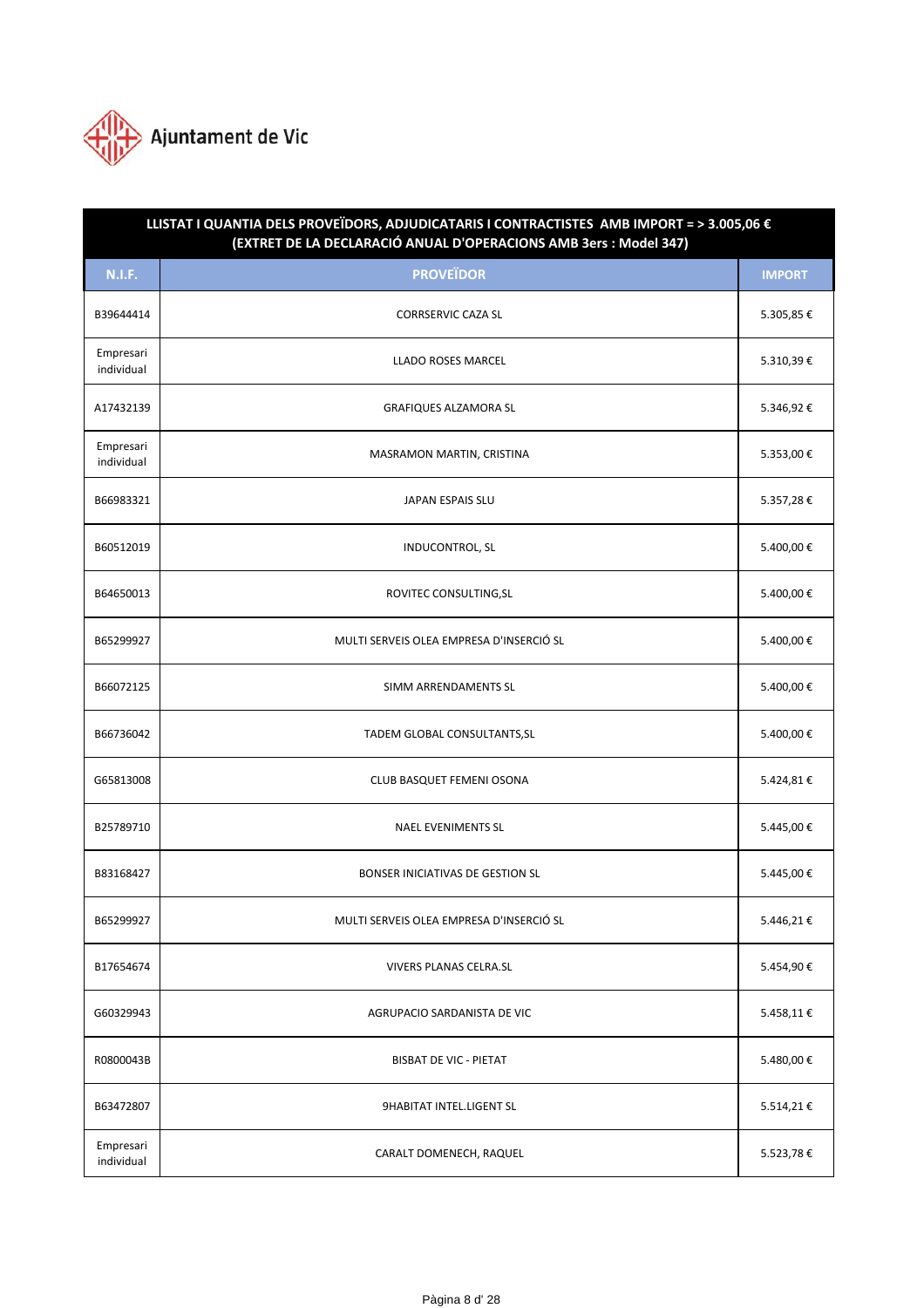Ajuntament de Vic

| LLISTAT I QUANTIA DELS PROVEÏDORS, ADJUDICATARIS I CONTRACTISTES AMB IMPORT = > 3.005,06 € (EXTRET DE LA DECLARACIÓ ANUAL D'OPERACIONS AMB 3ers : Model 347) | | |
|---|---|---|
| **N.I.F.** | **PROVEÏDOR** | **IMPORT** |
| B39644414 | CORRSERVIC CAZA SL | 5.305,85 € |
| Empresari individual | LLADO ROSES MARCEL | 5.310,39 € |
| A17432139 | GRAFIQUES ALZAMORA SL | 5.346,92 € |
| Empresari individual | MASRAMON MARTIN, CRISTINA | 5.353,00 € |
| B66983321 | JAPAN ESPAIS SLU | 5.357,28 € |
| B60512019 | INDUCONTROL, SL | 5.400,00 € |
| B64650013 | ROVITEC CONSULTING,SL | 5.400,00 € |
| B65299927 | MULTI SERVEIS OLEA EMPRESA D'INSERCIÓ SL | 5.400,00 € |
| B66072125 | SIMM ARRENDAMENTS SL | 5.400,00 € |
| B66736042 | TADEM GLOBAL CONSULTANTS,SL | 5.400,00 € |
| G65813008 | CLUB BASQUET FEMENI OSONA | 5.424,81 € |
| B25789710 | NAEL EVENIMENTS SL | 5.445,00 € |
| B83168427 | BONSER INICIATIVAS DE GESTION SL | 5.445,00 € |
| B65299927 | MULTI SERVEIS OLEA EMPRESA D'INSERCIÓ SL | 5.446,21 € |
| B17654674 | VIVERS PLANAS CELRA.SL | 5.454,90 € |
| G60329943 | AGRUPACIO SARDANISTA DE VIC | 5.458,11 € |
| R0800043B | BISBAT DE VIC - PIETAT | 5.480,00 € |
| B63472807 | 9HABITAT INTEL.LIGENT SL | 5.514,21 € |
| Empresari individual | CARALT DOMENECH, RAQUEL | 5.523,78 € |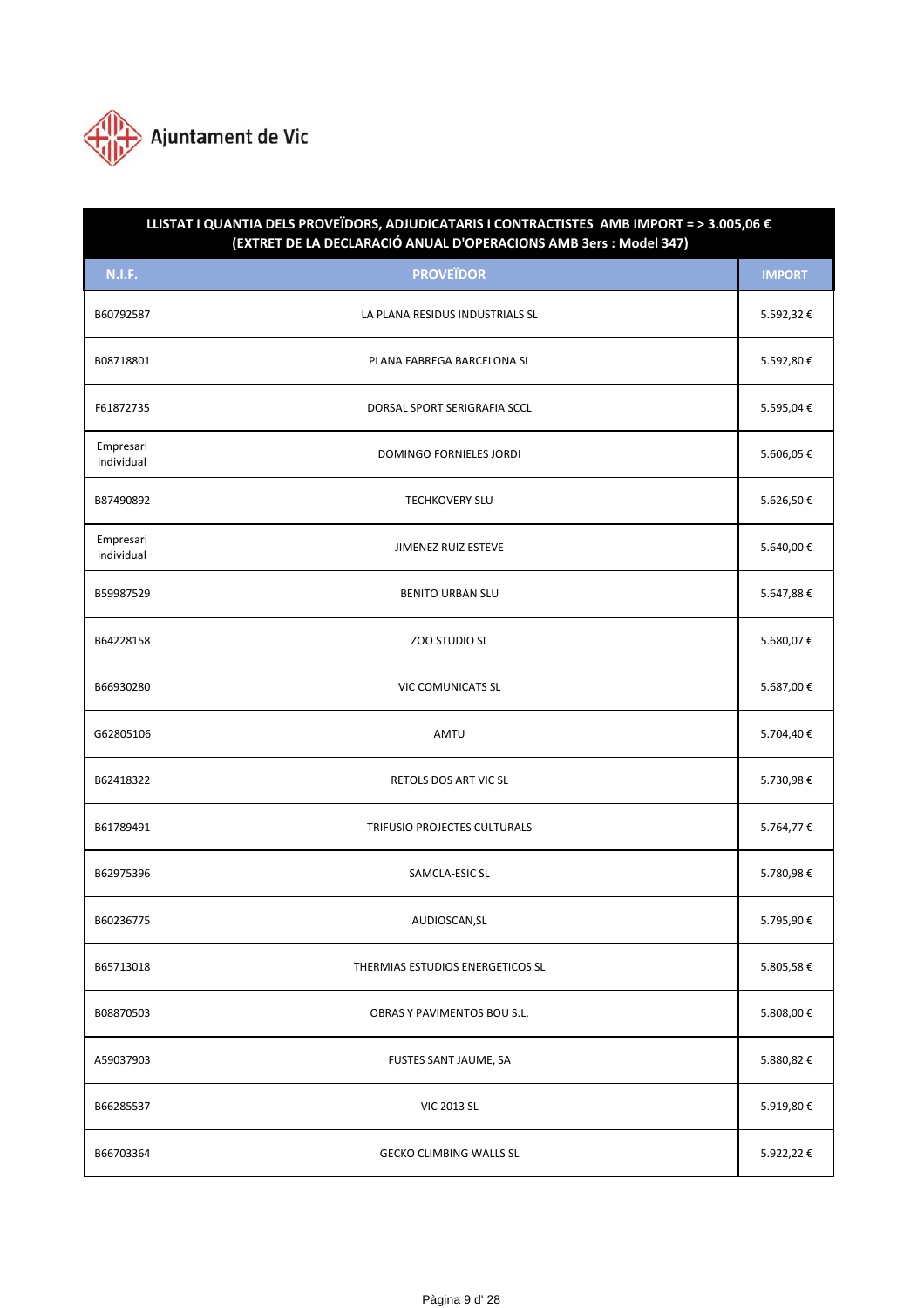Ajuntament de Vic

| LLISTAT I QUANTIA DELS PROVEÏDORS, ADJUDICATARIS I CONTRACTISTES AMB IMPORT = > 3.005,06 € (EXTRET DE LA DECLARACIÓ ANUAL D'OPERACIONS AMB 3ers : Model 347) | | |
|---|---|---|
| **N.I.F.** | **PROVEÏDOR** | **IMPORT** |
| B60792587 | LA PLANA RESIDUS INDUSTRIALS SL | 5.592,32 € |
| B08718801 | PLANA FABREGA BARCELONA SL | 5.592,80 € |
| F61872735 | DORSAL SPORT SERIGRAFIA SCCL | 5.595,04 € |
| Empresari individual | DOMINGO FORNIELES JORDI | 5.606,05 € |
| B87490892 | TECHKOVERY SLU | 5.626,50 € |
| Empresari individual | JIMENEZ RUIZ ESTEVE | 5.640,00 € |
| B59987529 | BENITO URBAN SLU | 5.647,88 € |
| B64228158 | ZOO STUDIO SL | 5.680,07 € |
| B66930280 | VIC COMUNICATS SL | 5.687,00 € |
| G62805106 | AMTU | 5.704,40 € |
| B62418322 | RETOLS DOS ART VIC SL | 5.730,98 € |
| B61789491 | TRIFUSIO PROJECTES CULTURALS | 5.764,77 € |
| B62975396 | SAMCLA-ESIC SL | 5.780,98 € |
| B60236775 | AUDIOSCAN,SL | 5.795,90 € |
| B65713018 | THERMIAS ESTUDIOS ENERGETICOS SL | 5.805,58 € |
| B08870503 | OBRAS Y PAVIMENTOS BOU S.L. | 5.808,00 € |
| A59037903 | FUSTES SANT JAUME, SA | 5.880,82 € |
| B66285537 | VIC 2013 SL | 5.919,80 € |
| B66703364 | GECKO CLIMBING WALLS SL | 5.922,22 € |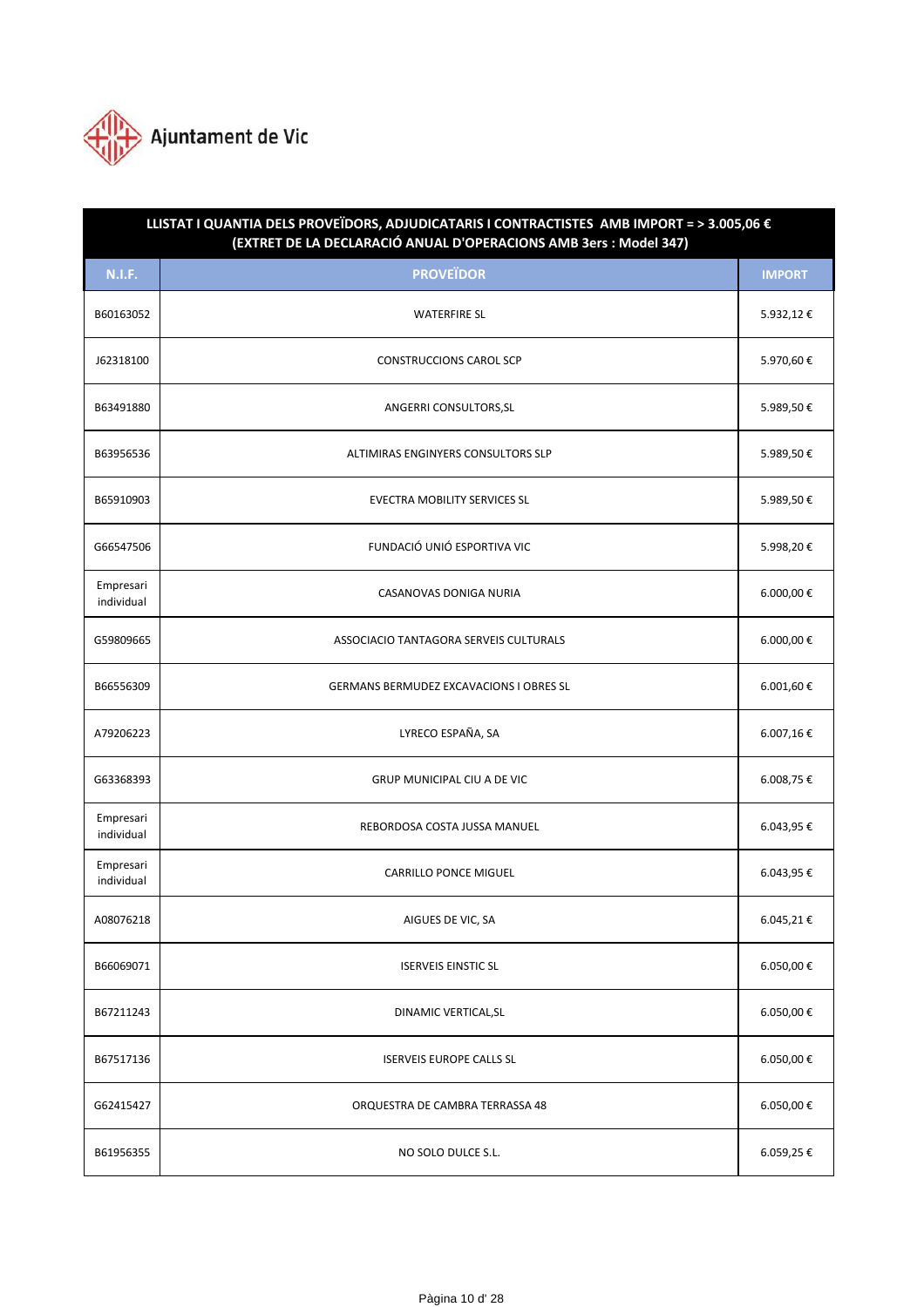Ajuntament de Vic

| LLISTAT I QUANTIA DELS PROVEÏDORS, ADJUDICATARIS I CONTRACTISTES AMB IMPORT = > 3.005,06 € (EXTRET DE LA DECLARACIÓ ANUAL D'OPERACIONS AMB 3ers : Model 347) | | |
|---|---|---|
| **N.I.F.** | **PROVEÏDOR** | **IMPORT** |
| B60163052 | WATERFIRE SL | 5.932,12 € |
| J62318100 | CONSTRUCCIONS CAROL SCP | 5.970,60 € |
| B63491880 | ANGERRI CONSULTORS,SL | 5.989,50 € |
| B63956536 | ALTIMIRAS ENGINYERS CONSULTORS SLP | 5.989,50 € |
| B65910903 | EVECTRA MOBILITY SERVICES SL | 5.989,50 € |
| G66547506 | FUNDACIÓ UNIÓ ESPORTIVA VIC | 5.998,20 € |
| Empresari individual | CASANOVAS DONIGA NURIA | 6.000,00 € |
| G59809665 | ASSOCIACIO TANTAGORA SERVEIS CULTURALS | 6.000,00 € |
| B66556309 | GERMANS BERMUDEZ EXCAVACIONS I OBRES SL | 6.001,60 € |
| A79206223 | LYRECO ESPAÑA, SA | 6.007,16 € |
| G63368393 | GRUP MUNICIPAL CIU A DE VIC | 6.008,75 € |
| Empresari individual | REBORDOSA COSTA JUSSA MANUEL | 6.043,95 € |
| Empresari individual | CARRILLO PONCE MIGUEL | 6.043,95 € |
| A08076218 | AIGUES DE VIC, SA | 6.045,21 € |
| B66069071 | ISERVEIS EINSTIC SL | 6.050,00 € |
| B67211243 | DINAMIC VERTICAL,SL | 6.050,00 € |
| B67517136 | ISERVEIS EUROPE CALLS SL | 6.050,00 € |
| G62415427 | ORQUESTRA DE CAMBRA TERRASSA 48 | 6.050,00 € |
| B61956355 | NO SOLO DULCE S.L. | 6.059,25 € |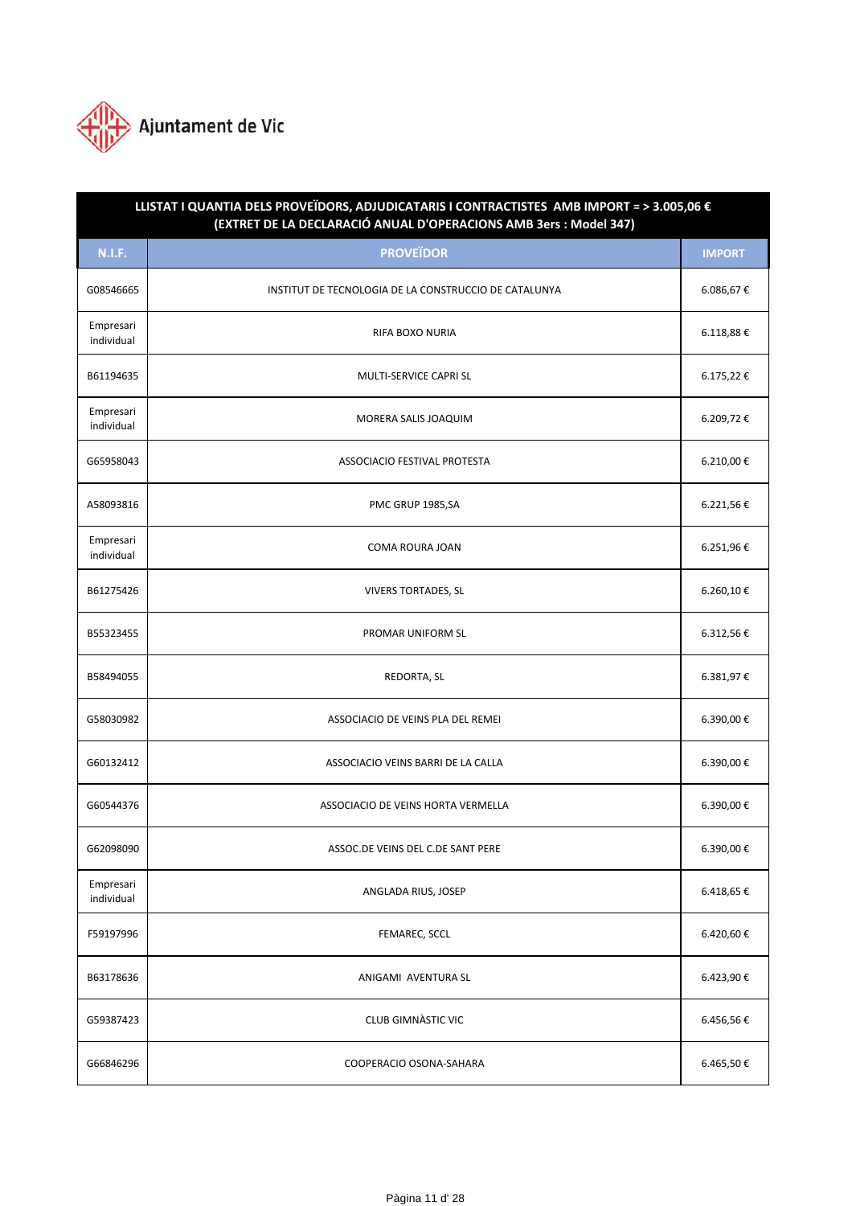Ajuntament de Vic

| LLISTAT I QUANTIA DELS PROVEÏDORS, ADJUDICATARIS I CONTRACTISTES AMB IMPORT = > 3.005,06 € (EXTRET DE LA DECLARACIÓ ANUAL D'OPERACIONS AMB 3ers : Model 347) | | |
|---|---|---|
| **N.I.F.** | **PROVEÏDOR** | **IMPORT** |
| G08546665 | INSTITUT DE TECNOLOGIA DE LA CONSTRUCCIO DE CATALUNYA | 6.086,67 € |
| Empresari individual | RIFA BOXO NURIA | 6.118,88 € |
| B61194635 | MULTI-SERVICE CAPRI SL | 6.175,22 € |
| Empresari individual | MORERA SALIS JOAQUIM | 6.209,72 € |
| G65958043 | ASSOCIACIO FESTIVAL PROTESTA | 6.210,00 € |
| A58093816 | PMC GRUP 1985,SA | 6.221,56 € |
| Empresari individual | COMA ROURA JOAN | 6.251,96 € |
| B61275426 | VIVERS TORTADES, SL | 6.260,10 € |
| B55323455 | PROMAR UNIFORM SL | 6.312,56 € |
| B58494055 | REDORTA, SL | 6.381,97 € |
| G58030982 | ASSOCIACIO DE VEINS PLA DEL REMEI | 6.390,00 € |
| G60132412 | ASSOCIACIO VEINS BARRI DE LA CALLA | 6.390,00 € |
| G60544376 | ASSOCIACIO DE VEINS HORTA VERMELLA | 6.390,00 € |
| G62098090 | ASSOC.DE VEINS DEL C.DE SANT PERE | 6.390,00 € |
| Empresari individual | ANGLADA RIUS, JOSEP | 6.418,65 € |
| F59197996 | FEMAREC, SCCL | 6.420,60 € |
| B63178636 | ANIGAMI AVENTURA SL | 6.423,90 € |
| G59387423 | CLUB GIMNÀSTIC VIC | 6.456,56 € |
| G66846296 | COOPERACIO OSONA-SAHARA | 6.465,50 € |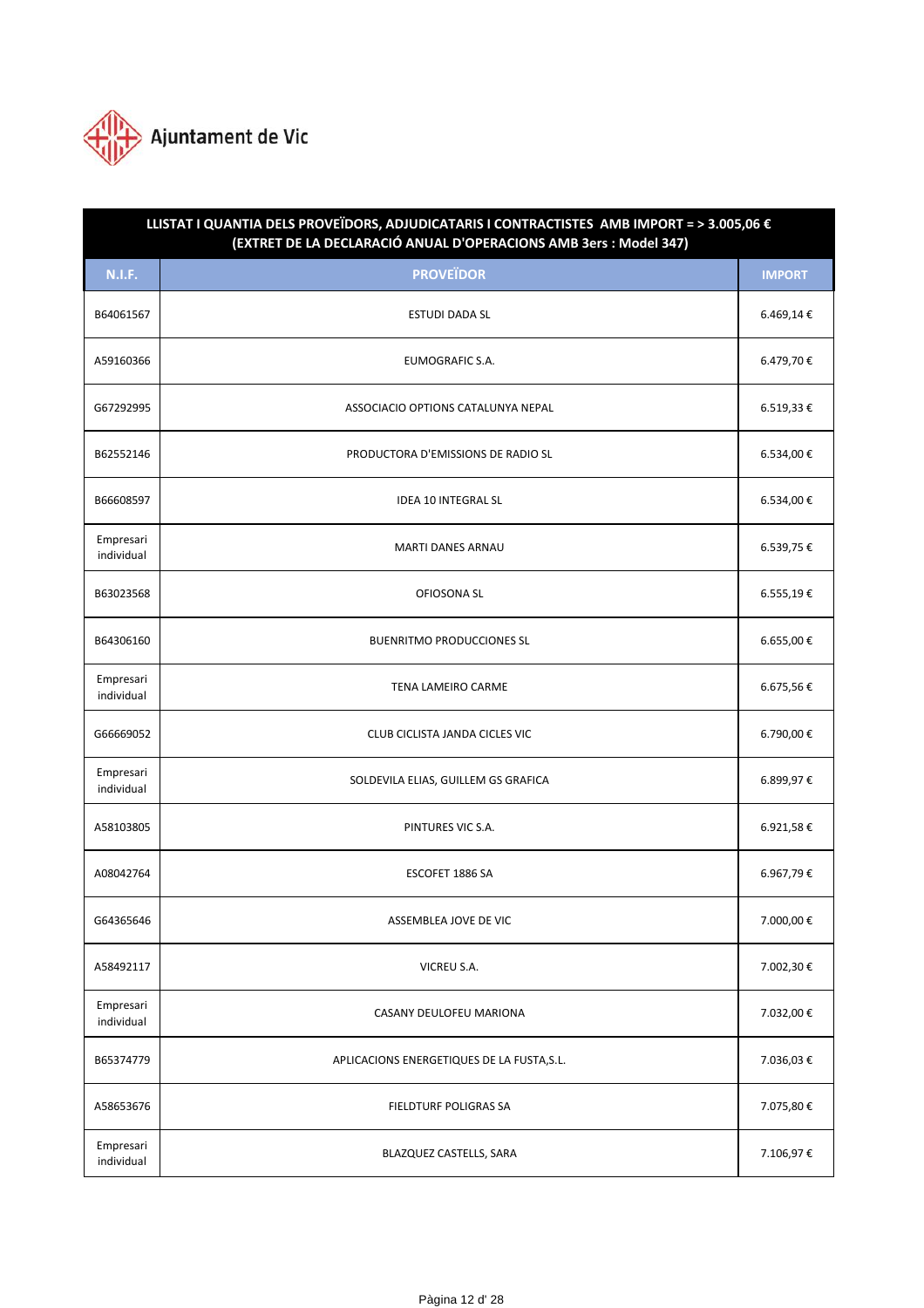Ajuntament de Vic

| LLISTAT I QUANTIA DELS PROVEÏDORS, ADJUDICATARIS I CONTRACTISTES AMB IMPORT = > 3.005,06 € (EXTRET DE LA DECLARACIÓ ANUAL D'OPERACIONS AMB 3ers : Model 347) | | |
|---|---|---|
| **N.I.F.** | **PROVEÏDOR** | **IMPORT** |
| B64061567 | ESTUDI DADA SL | 6.469,14 € |
| A59160366 | EUMOGRAFIC S.A. | 6.479,70 € |
| G67292995 | ASSOCIACIO OPTIONS CATALUNYA NEPAL | 6.519,33 € |
| B62552146 | PRODUCTORA D'EMISSIONS DE RADIO SL | 6.534,00 € |
| B66608597 | IDEA 10 INTEGRAL SL | 6.534,00 € |
| Empresari individual | MARTI DANES ARNAU | 6.539,75 € |
| B63023568 | OFIOSONA SL | 6.555,19 € |
| B64306160 | BUENRITMO PRODUCCIONES SL | 6.655,00 € |
| Empresari individual | TENA LAMEIRO CARME | 6.675,56 € |
| G66669052 | CLUB CICLISTA JANDA CICLES VIC | 6.790,00 € |
| Empresari individual | SOLDEVILA ELIAS, GUILLEM GS GRAFICA | 6.899,97 € |
| A58103805 | PINTURES VIC S.A. | 6.921,58 € |
| A08042764 | ESCOFET 1886 SA | 6.967,79 € |
| G64365646 | ASSEMBLEA JOVE DE VIC | 7.000,00 € |
| A58492117 | VICREU S.A. | 7.002,30 € |
| Empresari individual | CASANY DEULOFEU MARIONA | 7.032,00 € |
| B65374779 | APLICACIONS ENERGETIQUES DE LA FUSTA,S.L. | 7.036,03 € |
| A58653676 | FIELDTURF POLIGRAS SA | 7.075,80 € |
| Empresari individual | BLAZQUEZ CASTELLS, SARA | 7.106,97 € |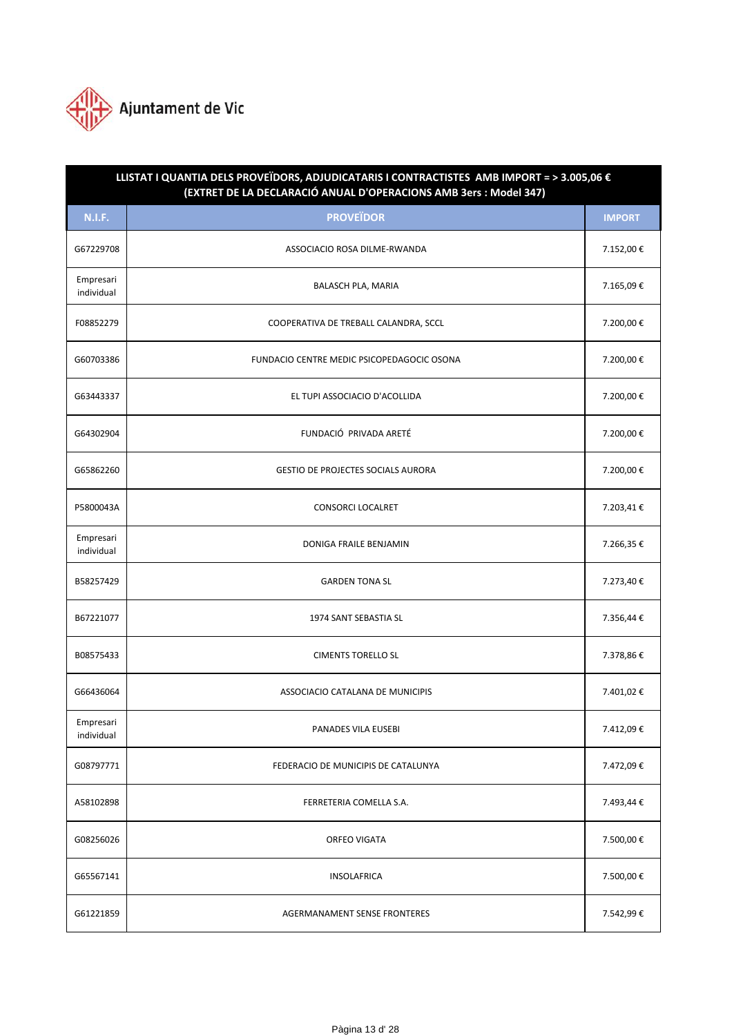Ajuntament de Vic

| LLISTAT I QUANTIA DELS PROVEÏDORS, ADJUDICATARIS I CONTRACTISTES AMB IMPORT = > 3.005,06 € (EXTRET DE LA DECLARACIÓ ANUAL D'OPERACIONS AMB 3ers : Model 347) | | |
|---|---|---|
| **N.I.F.** | **PROVEÏDOR** | **IMPORT** |
| G67229708 | ASSOCIACIO ROSA DILME-RWANDA | 7.152,00 € |
| Empresari individual | BALASCH PLA, MARIA | 7.165,09 € |
| F08852279 | COOPERATIVA DE TREBALL CALANDRA, SCCL | 7.200,00 € |
| G60703386 | FUNDACIO CENTRE MEDIC PSICOPEDAGOCIC OSONA | 7.200,00 € |
| G63443337 | EL TUPI ASSOCIACIO D'ACOLLIDA | 7.200,00 € |
| G64302904 | FUNDACIÓ PRIVADA ARETÉ | 7.200,00 € |
| G65862260 | GESTIO DE PROJECTES SOCIALS AURORA | 7.200,00 € |
| P5800043A | CONSORCI LOCALRET | 7.203,41 € |
| Empresari individual | DONIGA FRAILE BENJAMIN | 7.266,35 € |
| B58257429 | GARDEN TONA SL | 7.273,40 € |
| B67221077 | 1974 SANT SEBASTIA SL | 7.356,44 € |
| B08575433 | CIMENTS TORELLO SL | 7.378,86 € |
| G66436064 | ASSOCIACIO CATALANA DE MUNICIPIS | 7.401,02 € |
| Empresari individual | PANADES VILA EUSEBI | 7.412,09 € |
| G08797771 | FEDERACIO DE MUNICIPIS DE CATALUNYA | 7.472,09 € |
| A58102898 | FERRETERIA COMELLA S.A. | 7.493,44 € |
| G08256026 | ORFEO VIGATA | 7.500,00 € |
| G65567141 | INSOLAFRICA | 7.500,00 € |
| G61221859 | AGERMANAMENT SENSE FRONTERES | 7.542,99 € |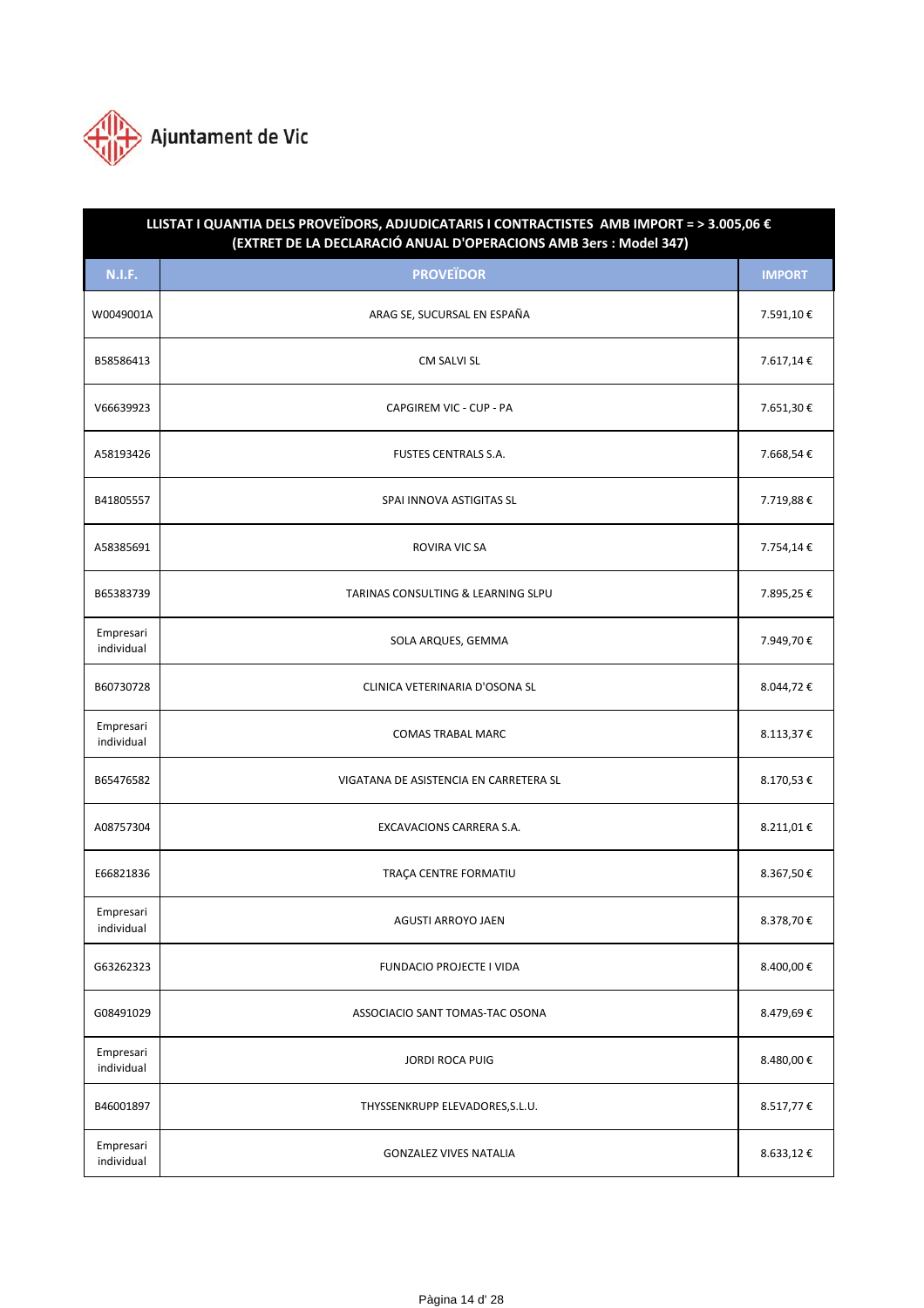Ajuntament de Vic

| LLISTAT I QUANTIA DELS PROVEÏDORS, ADJUDICATARIS I CONTRACTISTES AMB IMPORT = > 3.005,06 € (EXTRET DE LA DECLARACIÓ ANUAL D'OPERACIONS AMB 3ers : Model 347) | | |
|---|---|---|
| **N.I.F.** | **PROVEÏDOR** | **IMPORT** |
| W0049001A | ARAG SE, SUCURSAL EN ESPAÑA | 7.591,10 € |
| B58586413 | CM SALVI SL | 7.617,14 € |
| V66639923 | CAPGIREM VIC - CUP - PA | 7.651,30 € |
| A58193426 | FUSTES CENTRALS S.A. | 7.668,54 € |
| B41805557 | SPAI INNOVA ASTIGITAS SL | 7.719,88 € |
| A58385691 | ROVIRA VIC SA | 7.754,14 € |
| B65383739 | TARINAS CONSULTING & LEARNING SLPU | 7.895,25 € |
| Empresari individual | SOLA ARQUES, GEMMA | 7.949,70 € |
| B60730728 | CLINICA VETERINARIA D'OSONA SL | 8.044,72 € |
| Empresari individual | COMAS TRABAL MARC | 8.113,37 € |
| B65476582 | VIGATANA DE ASISTENCIA EN CARRETERA SL | 8.170,53 € |
| A08757304 | EXCAVACIONS CARRERA S.A. | 8.211,01 € |
| E66821836 | TRAÇA CENTRE FORMATIU | 8.367,50 € |
| Empresari individual | AGUSTI ARROYO JAEN | 8.378,70 € |
| G63262323 | FUNDACIO PROJECTE I VIDA | 8.400,00 € |
| G08491029 | ASSOCIACIO SANT TOMAS-TAC OSONA | 8.479,69 € |
| Empresari individual | JORDI ROCA PUIG | 8.480,00 € |
| B46001897 | THYSSENKRUPP ELEVADORES,S.L.U. | 8.517,77 € |
| Empresari individual | GONZALEZ VIVES NATALIA | 8.633,12 € |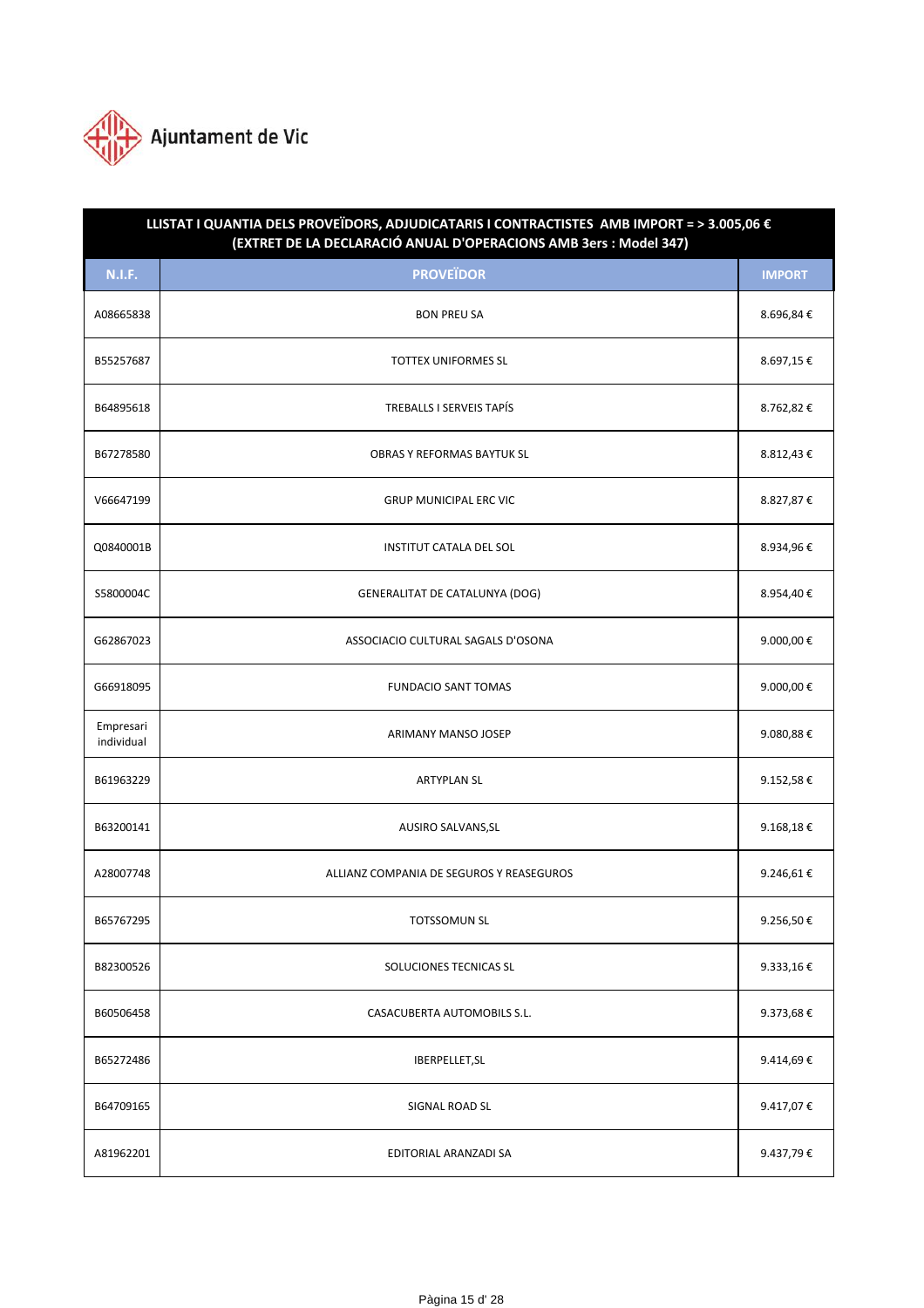Ajuntament de Vic

| LLISTAT I QUANTIA DELS PROVEÏDORS, ADJUDICATARIS I CONTRACTISTES AMB IMPORT = > 3.005,06 € (EXTRET DE LA DECLARACIÓ ANUAL D'OPERACIONS AMB 3ers : Model 347) | | |
|---|---|---|
| **N.I.F.** | **PROVEÏDOR** | **IMPORT** |
| A08665838 | BON PREU SA | 8.696,84 € |
| B55257687 | TOTTEX UNIFORMES SL | 8.697,15 € |
| B64895618 | TREBALLS I SERVEIS TAPÍS | 8.762,82 € |
| B67278580 | OBRAS Y REFORMAS BAYTUK SL | 8.812,43 € |
| V66647199 | GRUP MUNICIPAL ERC VIC | 8.827,87 € |
| Q0840001B | INSTITUT CATALA DEL SOL | 8.934,96 € |
| S5800004C | GENERALITAT DE CATALUNYA (DOG) | 8.954,40 € |
| G62867023 | ASSOCIACIO CULTURAL SAGALS D'OSONA | 9.000,00 € |
| G66918095 | FUNDACIO SANT TOMAS | 9.000,00 € |
| Empresari individual | ARIMANY MANSO JOSEP | 9.080,88 € |
| B61963229 | ARTYPLAN SL | 9.152,58 € |
| B63200141 | AUSIRO SALVANS,SL | 9.168,18 € |
| A28007748 | ALLIANZ COMPANIA DE SEGUROS Y REASEGUROS | 9.246,61 € |
| B65767295 | TOTSSOMUN SL | 9.256,50 € |
| B82300526 | SOLUCIONES TECNICAS SL | 9.333,16 € |
| B60506458 | CASACUBERTA AUTOMOBILS S.L. | 9.373,68 € |
| B65272486 | IBERPELLET,SL | 9.414,69 € |
| B64709165 | SIGNAL ROAD SL | 9.417,07 € |
| A81962201 | EDITORIAL ARANZADI SA | 9.437,79 € |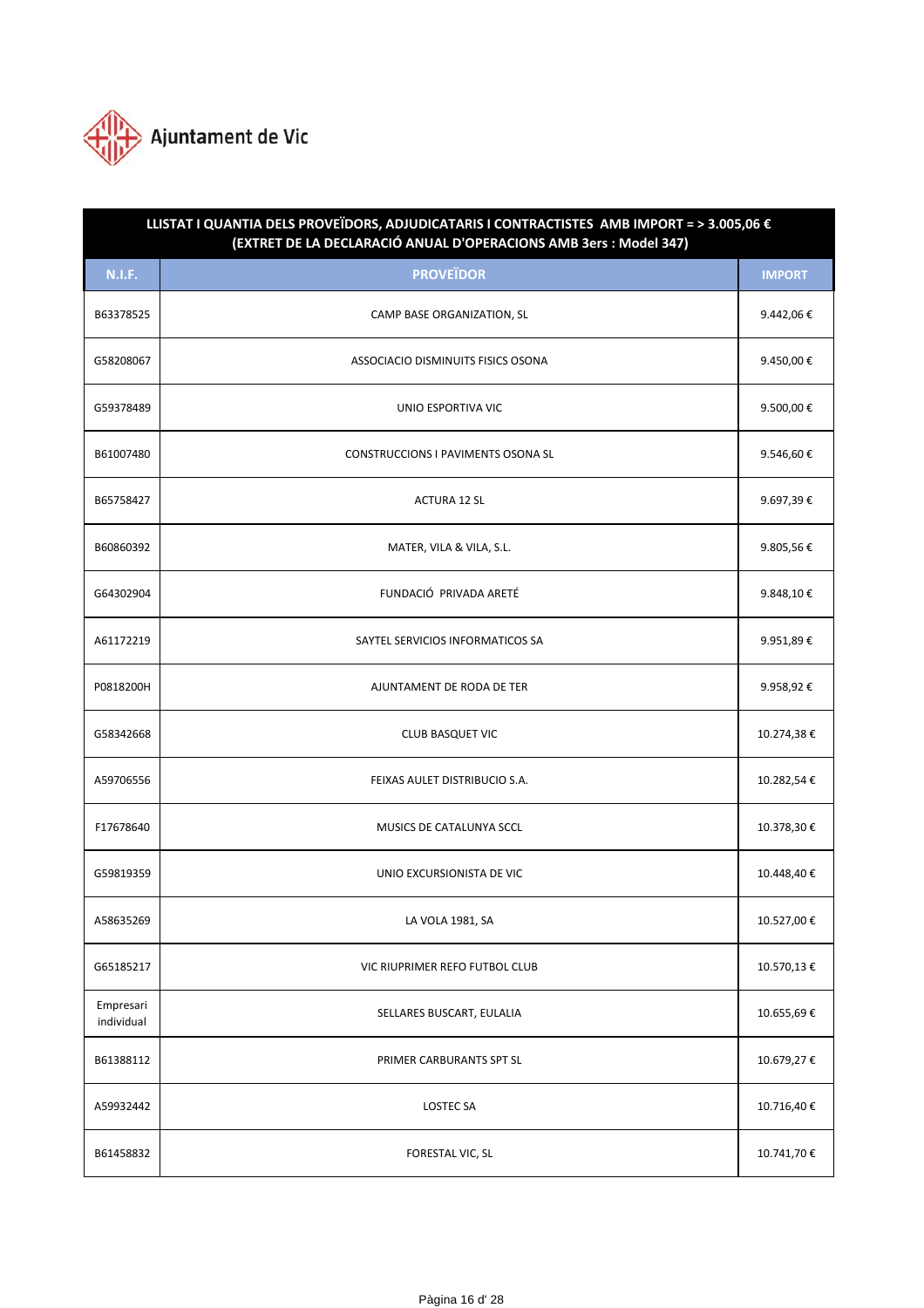Ajuntament de Vic

| LLISTAT I QUANTIA DELS PROVEÏDORS, ADJUDICATARIS I CONTRACTISTES AMB IMPORT = > 3.005,06 € (EXTRET DE LA DECLARACIÓ ANUAL D'OPERACIONS AMB 3ers : Model 347) | | |
|---|---|---|
| **N.I.F.** | **PROVEÏDOR** | **IMPORT** |
| B63378525 | CAMP BASE ORGANIZATION, SL | 9.442,06 € |
| G58208067 | ASSOCIACIO DISMINUITS FISICS OSONA | 9.450,00 € |
| G59378489 | UNIO ESPORTIVA VIC | 9.500,00 € |
| B61007480 | CONSTRUCCIONS I PAVIMENTS OSONA SL | 9.546,60 € |
| B65758427 | ACTURA 12 SL | 9.697,39 € |
| B60860392 | MATER, VILA & VILA, S.L. | 9.805,56 € |
| G64302904 | FUNDACIÓ PRIVADA ARETÉ | 9.848,10 € |
| A61172219 | SAYTEL SERVICIOS INFORMATICOS SA | 9.951,89 € |
| P0818200H | AJUNTAMENT DE RODA DE TER | 9.958,92 € |
| G58342668 | CLUB BASQUET VIC | 10.274,38 € |
| A59706556 | FEIXAS AULET DISTRIBUCIO S.A. | 10.282,54 € |
| F17678640 | MUSICS DE CATALUNYA SCCL | 10.378,30 € |
| G59819359 | UNIO EXCURSIONISTA DE VIC | 10.448,40 € |
| A58635269 | LA VOLA 1981, SA | 10.527,00 € |
| G65185217 | VIC RIUPRIMER REFO FUTBOL CLUB | 10.570,13 € |
| Empresari individual | SELLARES BUSCART, EULALIA | 10.655,69 € |
| B61388112 | PRIMER CARBURANTS SPT SL | 10.679,27 € |
| A59932442 | LOSTEC SA | 10.716,40 € |
| B61458832 | FORESTAL VIC, SL | 10.741,70 € |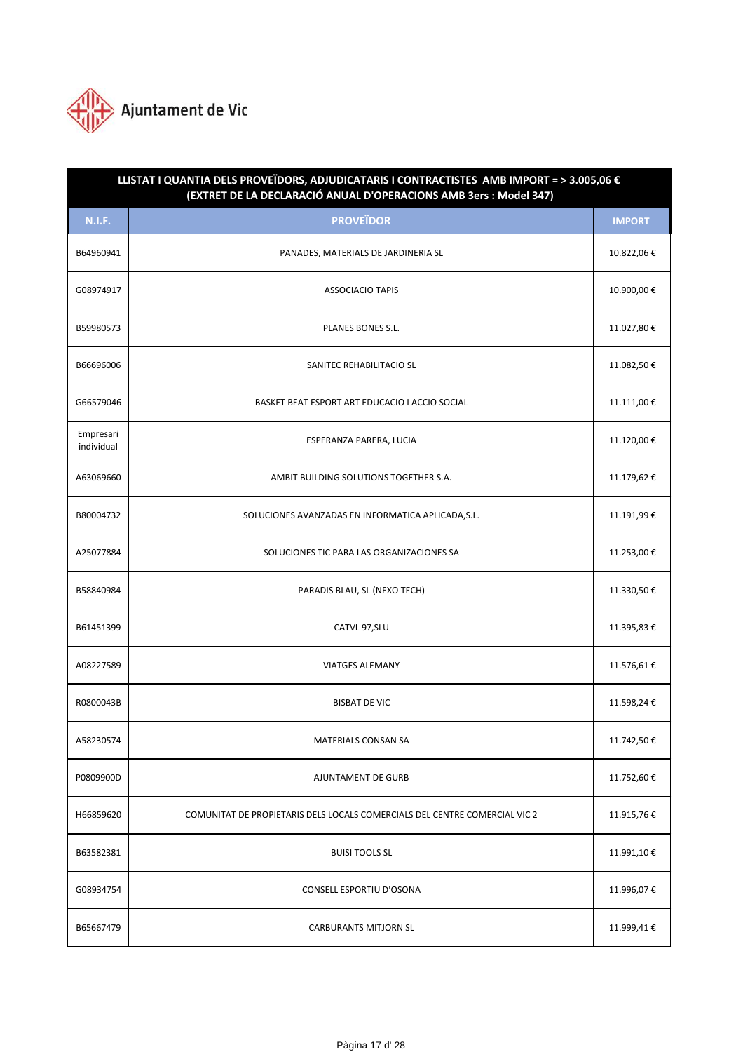Ajuntament de Vic

| LLISTAT I QUANTIA DELS PROVEÏDORS, ADJUDICATARIS I CONTRACTISTES AMB IMPORT = > 3.005,06 € (EXTRET DE LA DECLARACIÓ ANUAL D'OPERACIONS AMB 3ers : Model 347) | | |
|---|---|---|
| **N.I.F.** | **PROVEÏDOR** | **IMPORT** |
| B64960941 | PANADES, MATERIALS DE JARDINERIA SL | 10.822,06 € |
| G08974917 | ASSOCIACIO TAPIS | 10.900,00 € |
| B59980573 | PLANES BONES S.L. | 11.027,80 € |
| B66696006 | SANITEC REHABILITACIO SL | 11.082,50 € |
| G66579046 | BASKET BEAT ESPORT ART EDUCACIO I ACCIO SOCIAL | 11.111,00 € |
| Empresari individual | ESPERANZA PARERA, LUCIA | 11.120,00 € |
| A63069660 | AMBIT BUILDING SOLUTIONS TOGETHER S.A. | 11.179,62 € |
| B80004732 | SOLUCIONES AVANZADAS EN INFORMATICA APLICADA,S.L. | 11.191,99 € |
| A25077884 | SOLUCIONES TIC PARA LAS ORGANIZACIONES SA | 11.253,00 € |
| B58840984 | PARADIS BLAU, SL (NEXO TECH) | 11.330,50 € |
| B61451399 | CATVL 97,SLU | 11.395,83 € |
| A08227589 | VIATGES ALEMANY | 11.576,61 € |
| R0800043B | BISBAT DE VIC | 11.598,24 € |
| A58230574 | MATERIALS CONSAN SA | 11.742,50 € |
| P0809900D | AJUNTAMENT DE GURB | 11.752,60 € |
| H66859620 | COMUNITAT DE PROPIETARIS DELS LOCALS COMERCIALS DEL CENTRE COMERCIAL VIC 2 | 11.915,76 € |
| B63582381 | BUISI TOOLS SL | 11.991,10 € |
| G08934754 | CONSELL ESPORTIU D'OSONA | 11.996,07 € |
| B65667479 | CARBURANTS MITJORN SL | 11.999,41 € |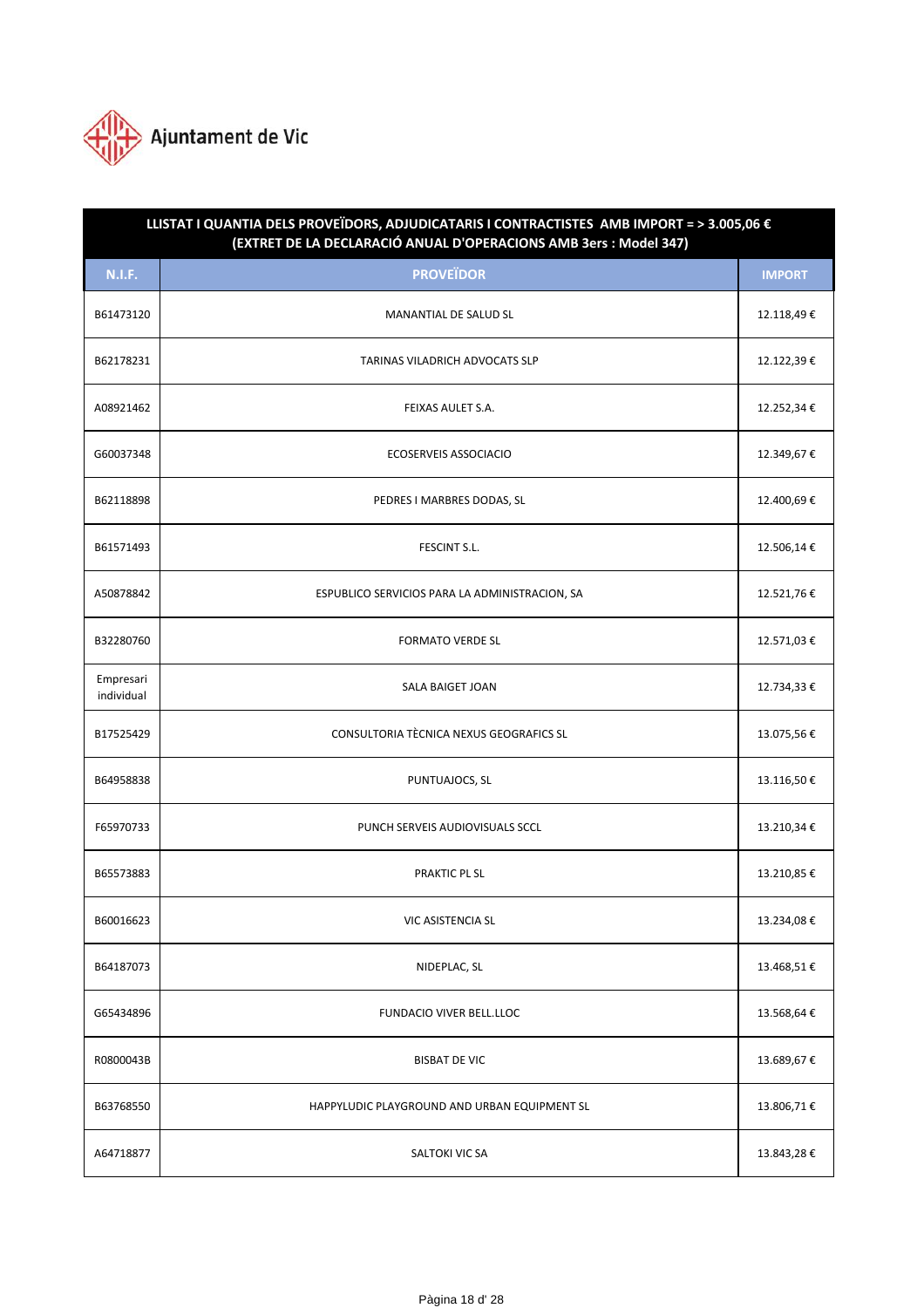Ajuntament de Vic

| LLISTAT I QUANTIA DELS PROVEÏDORS, ADJUDICATARIS I CONTRACTISTES AMB IMPORT = > 3.005,06 € (EXTRET DE LA DECLARACIÓ ANUAL D'OPERACIONS AMB 3ers : Model 347) | | |
|---|---|---|
| **N.I.F.** | **PROVEÏDOR** | **IMPORT** |
| B61473120 | MANANTIAL DE SALUD SL | 12.118,49 € |
| B62178231 | TARINAS VILADRICH ADVOCATS SLP | 12.122,39 € |
| A08921462 | FEIXAS AULET S.A. | 12.252,34 € |
| G60037348 | ECOSERVEIS ASSOCIACIO | 12.349,67 € |
| B62118898 | PEDRES I MARBRES DODAS, SL | 12.400,69 € |
| B61571493 | FESCINT S.L. | 12.506,14 € |
| A50878842 | ESPUBLICO SERVICIOS PARA LA ADMINISTRACION, SA | 12.521,76 € |
| B32280760 | FORMATO VERDE SL | 12.571,03 € |
| Empresari individual | SALA BAIGET JOAN | 12.734,33 € |
| B17525429 | CONSULTORIA TÈCNICA NEXUS GEOGRAFICS SL | 13.075,56 € |
| B64958838 | PUNTUAJOCS, SL | 13.116,50 € |
| F65970733 | PUNCH SERVEIS AUDIOVISUALS SCCL | 13.210,34 € |
| B65573883 | PRAKTIC PL SL | 13.210,85 € |
| B60016623 | VIC ASISTENCIA SL | 13.234,08 € |
| B64187073 | NIDEPLAC, SL | 13.468,51 € |
| G65434896 | FUNDACIO VIVER BELL.LLOC | 13.568,64 € |
| R0800043B | BISBAT DE VIC | 13.689,67 € |
| B63768550 | HAPPYLUDIC PLAYGROUND AND URBAN EQUIPMENT SL | 13.806,71 € |
| A64718877 | SALTOKI VIC SA | 13.843,28 € |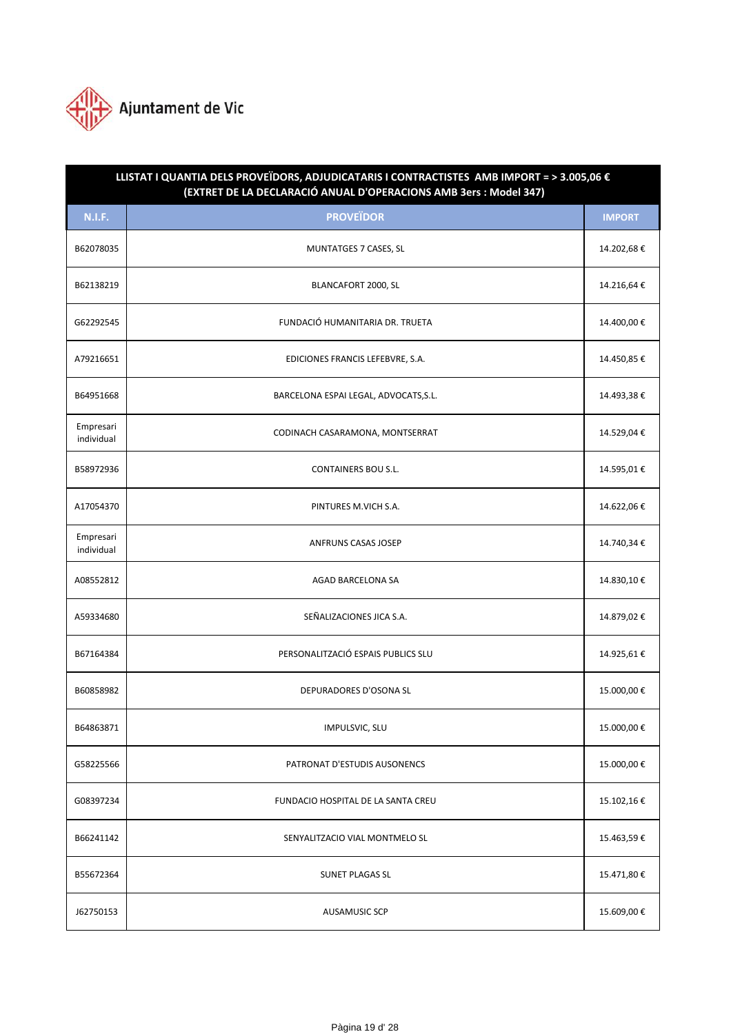Ajuntament de Vic

| LLISTAT I QUANTIA DELS PROVEÏDORS, ADJUDICATARIS I CONTRACTISTES AMB IMPORT = > 3.005,06 € (EXTRET DE LA DECLARACIÓ ANUAL D'OPERACIONS AMB 3ers : Model 347) | | |
|---|---|---|
| **N.I.F.** | **PROVEÏDOR** | **IMPORT** |
| B62078035 | MUNTATGES 7 CASES, SL | 14.202,68 € |
| B62138219 | BLANCAFORT 2000, SL | 14.216,64 € |
| G62292545 | FUNDACIÓ HUMANITARIA DR. TRUETA | 14.400,00 € |
| A79216651 | EDICIONES FRANCIS LEFEBVRE, S.A. | 14.450,85 € |
| B64951668 | BARCELONA ESPAI LEGAL, ADVOCATS,S.L. | 14.493,38 € |
| Empresari individual | CODINACH CASARAMONA, MONTSERRAT | 14.529,04 € |
| B58972936 | CONTAINERS BOU S.L. | 14.595,01 € |
| A17054370 | PINTURES M.VICH S.A. | 14.622,06 € |
| Empresari individual | ANFRUNS CASAS JOSEP | 14.740,34 € |
| A08552812 | AGAD BARCELONA SA | 14.830,10 € |
| A59334680 | SEÑALIZACIONES JICA S.A. | 14.879,02 € |
| B67164384 | PERSONALITZACIÓ ESPAIS PUBLICS SLU | 14.925,61 € |
| B60858982 | DEPURADORES D'OSONA SL | 15.000,00 € |
| B64863871 | IMPULSVIC, SLU | 15.000,00 € |
| G58225566 | PATRONAT D'ESTUDIS AUSONENCS | 15.000,00 € |
| G08397234 | FUNDACIO HOSPITAL DE LA SANTA CREU | 15.102,16 € |
| B66241142 | SENYALITZACIO VIAL MONTMELO SL | 15.463,59 € |
| B55672364 | SUNET PLAGAS SL | 15.471,80 € |
| J62750153 | AUSAMUSIC SCP | 15.609,00 € |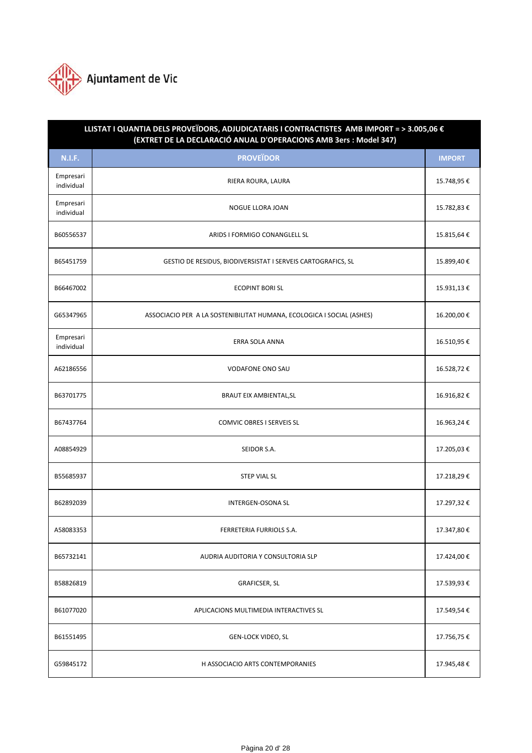Ajuntament de Vic

| LLISTAT I QUANTIA DELS PROVEÏDORS, ADJUDICATARIS I CONTRACTISTES AMB IMPORT = > 3.005,06 € (EXTRET DE LA DECLARACIÓ ANUAL D'OPERACIONS AMB 3ers : Model 347) | | |
|---|---|---|
| **N.I.F.** | **PROVEÏDOR** | **IMPORT** |
| Empresari individual | RIERA ROURA, LAURA | 15.748,95 € |
| Empresari individual | NOGUE LLORA JOAN | 15.782,83 € |
| B60556537 | ARIDS I FORMIGO CONANGLELL SL | 15.815,64 € |
| B65451759 | GESTIO DE RESIDUS, BIODIVERSISTAT I SERVEIS CARTOGRAFICS, SL | 15.899,40 € |
| B66467002 | ECOPINT BORI SL | 15.931,13 € |
| G65347965 | ASSOCIACIO PER A LA SOSTENIBILITAT HUMANA, ECOLOGICA I SOCIAL (ASHES) | 16.200,00 € |
| Empresari individual | ERRA SOLA ANNA | 16.510,95 € |
| A62186556 | VODAFONE ONO SAU | 16.528,72 € |
| B63701775 | BRAUT EIX AMBIENTAL,SL | 16.916,82 € |
| B67437764 | COMVIC OBRES I SERVEIS SL | 16.963,24 € |
| A08854929 | SEIDOR S.A. | 17.205,03 € |
| B55685937 | STEP VIAL SL | 17.218,29 € |
| B62892039 | INTERGEN-OSONA SL | 17.297,32 € |
| A58083353 | FERRETERIA FURRIOLS S.A. | 17.347,80 € |
| B65732141 | AUDRIA AUDITORIA Y CONSULTORIA SLP | 17.424,00 € |
| B58826819 | GRAFICSER, SL | 17.539,93 € |
| B61077020 | APLICACIONS MULTIMEDIA INTERACTIVES SL | 17.549,54 € |
| B61551495 | GEN-LOCK VIDEO, SL | 17.756,75 € |
| G59845172 | H ASSOCIACIO ARTS CONTEMPORANIES | 17.945,48 € |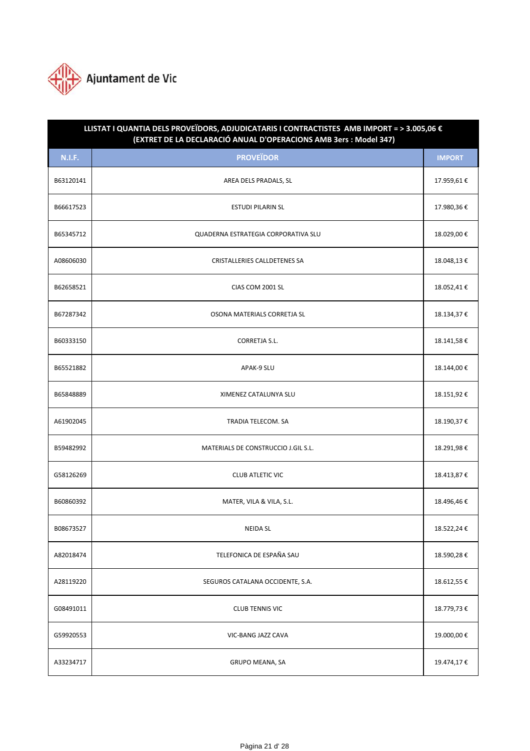Ajuntament de Vic

| LLISTAT I QUANTIA DELS PROVEÏDORS, ADJUDICATARIS I CONTRACTISTES AMB IMPORT = > 3.005,06 € (EXTRET DE LA DECLARACIÓ ANUAL D'OPERACIONS AMB 3ers : Model 347) | | |
|---|---|---|
| **N.I.F.** | **PROVEÏDOR** | **IMPORT** |
| B63120141 | AREA DELS PRADALS, SL | 17.959,61 € |
| B66617523 | ESTUDI PILARIN SL | 17.980,36 € |
| B65345712 | QUADERNA ESTRATEGIA CORPORATIVA SLU | 18.029,00 € |
| A08606030 | CRISTALLERIES CALLDETENES SA | 18.048,13 € |
| B62658521 | CIAS COM 2001 SL | 18.052,41 € |
| B67287342 | OSONA MATERIALS CORRETJA SL | 18.134,37 € |
| B60333150 | CORRETJA S.L. | 18.141,58 € |
| B65521882 | APAK-9 SLU | 18.144,00 € |
| B65848889 | XIMENEZ CATALUNYA SLU | 18.151,92 € |
| A61902045 | TRADIA TELECOM. SA | 18.190,37 € |
| B59482992 | MATERIALS DE CONSTRUCCIO J.GIL S.L. | 18.291,98 € |
| G58126269 | CLUB ATLETIC VIC | 18.413,87 € |
| B60860392 | MATER, VILA & VILA, S.L. | 18.496,46 € |
| B08673527 | NEIDA SL | 18.522,24 € |
| A82018474 | TELEFONICA DE ESPAÑA SAU | 18.590,28 € |
| A28119220 | SEGUROS CATALANA OCCIDENTE, S.A. | 18.612,55 € |
| G08491011 | CLUB TENNIS VIC | 18.779,73 € |
| G59920553 | VIC-BANG JAZZ CAVA | 19.000,00 € |
| A33234717 | GRUPO MEANA, SA | 19.474,17 € |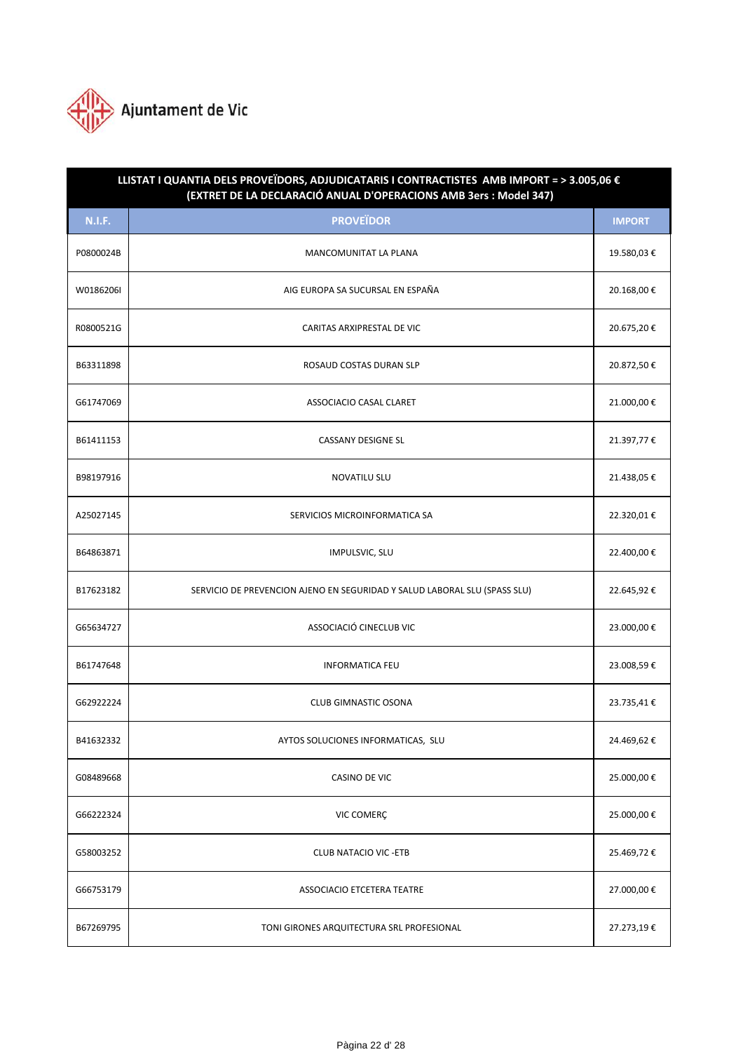Ajuntament de Vic

| LLISTAT I QUANTIA DELS PROVEÏDORS, ADJUDICATARIS I CONTRACTISTES AMB IMPORT = > 3.005,06 € (EXTRET DE LA DECLARACIÓ ANUAL D'OPERACIONS AMB 3ers : Model 347) | | |
|---|---|---|
| **N.I.F.** | **PROVEÏDOR** | **IMPORT** |
| P0800024B | MANCOMUNITAT LA PLANA | 19.580,03 € |
| W0186206I | AIG EUROPA SA SUCURSAL EN ESPAÑA | 20.168,00 € |
| R0800521G | CARITAS ARXIPRESTAL DE VIC | 20.675,20 € |
| B63311898 | ROSAUD COSTAS DURAN SLP | 20.872,50 € |
| G61747069 | ASSOCIACIO CASAL CLARET | 21.000,00 € |
| B61411153 | CASSANY DESIGNE SL | 21.397,77 € |
| B98197916 | NOVATILU SLU | 21.438,05 € |
| A25027145 | SERVICIOS MICROINFORMATICA SA | 22.320,01 € |
| B64863871 | IMPULSVIC, SLU | 22.400,00 € |
| B17623182 | SERVICIO DE PREVENCION AJENO EN SEGURIDAD Y SALUD LABORAL SLU (SPASS SLU) | 22.645,92 € |
| G65634727 | ASSOCIACIÓ CINECLUB VIC | 23.000,00 € |
| B61747648 | INFORMATICA FEU | 23.008,59 € |
| G62922224 | CLUB GIMNASTIC OSONA | 23.735,41 € |
| B41632332 | AYTOS SOLUCIONES INFORMATICAS, SLU | 24.469,62 € |
| G08489668 | CASINO DE VIC | 25.000,00 € |
| G66222324 | VIC COMERÇ | 25.000,00 € |
| G58003252 | CLUB NATACIO VIC -ETB | 25.469,72 € |
| G66753179 | ASSOCIACIO ETCETERA TEATRE | 27.000,00 € |
| B67269795 | TONI GIRONES ARQUITECTURA SRL PROFESIONAL | 27.273,19 € |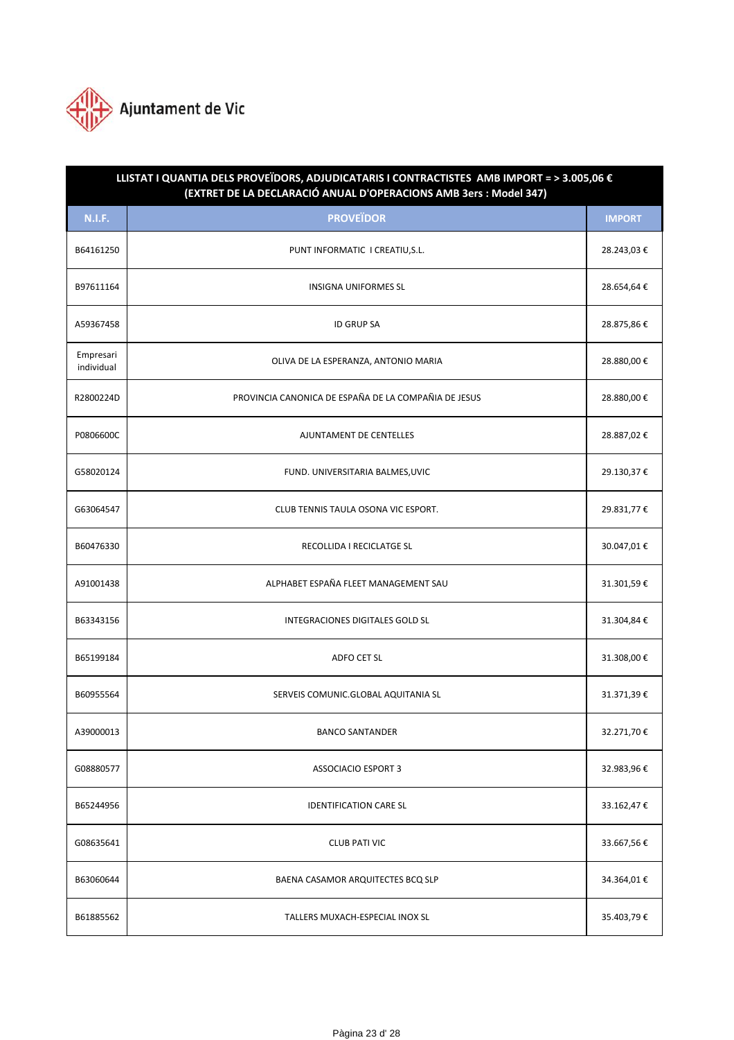Ajuntament de Vic

| LLISTAT I QUANTIA DELS PROVEÏDORS, ADJUDICATARIS I CONTRACTISTES AMB IMPORT = > 3.005,06 € (EXTRET DE LA DECLARACIÓ ANUAL D'OPERACIONS AMB 3ers : Model 347) | | |
|---|---|---|
| **N.I.F.** | **PROVEÏDOR** | **IMPORT** |
| B64161250 | PUNT INFORMATIC I CREATIU,S.L. | 28.243,03 € |
| B97611164 | INSIGNA UNIFORMES SL | 28.654,64 € |
| A59367458 | ID GRUP SA | 28.875,86 € |
| Empresari individual | OLIVA DE LA ESPERANZA, ANTONIO MARIA | 28.880,00 € |
| R2800224D | PROVINCIA CANONICA DE ESPAÑA DE LA COMPAÑIA DE JESUS | 28.880,00 € |
| P0806600C | AJUNTAMENT DE CENTELLES | 28.887,02 € |
| G58020124 | FUND. UNIVERSITARIA BALMES,UVIC | 29.130,37 € |
| G63064547 | CLUB TENNIS TAULA OSONA VIC ESPORT. | 29.831,77 € |
| B60476330 | RECOLLIDA I RECICLATGE SL | 30.047,01 € |
| A91001438 | ALPHABET ESPAÑA FLEET MANAGEMENT SAU | 31.301,59 € |
| B63343156 | INTEGRACIONES DIGITALES GOLD SL | 31.304,84 € |
| B65199184 | ADFO CET SL | 31.308,00 € |
| B60955564 | SERVEIS COMUNIC.GLOBAL AQUITANIA SL | 31.371,39 € |
| A39000013 | BANCO SANTANDER | 32.271,70 € |
| G08880577 | ASSOCIACIO ESPORT 3 | 32.983,96 € |
| B65244956 | IDENTIFICATION CARE SL | 33.162,47 € |
| G08635641 | CLUB PATI VIC | 33.667,56 € |
| B63060644 | BAENA CASAMOR ARQUITECTES BCQ SLP | 34.364,01 € |
| B61885562 | TALLERS MUXACH-ESPECIAL INOX SL | 35.403,79 € |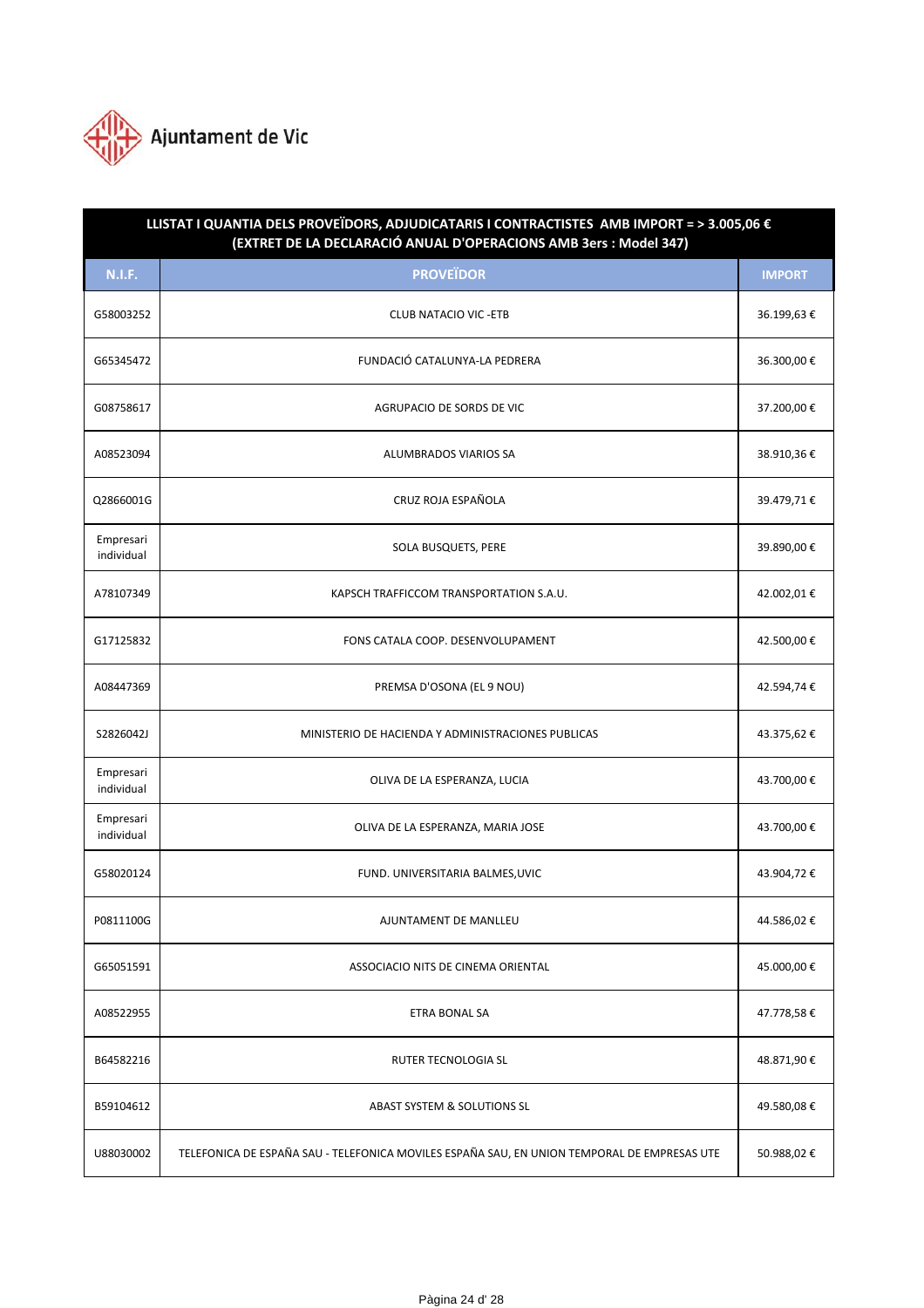Ajuntament de Vic

| LLISTAT I QUANTIA DELS PROVEÏDORS, ADJUDICATARIS I CONTRACTISTES AMB IMPORT = > 3.005,06 € (EXTRET DE LA DECLARACIÓ ANUAL D'OPERACIONS AMB 3ers : Model 347) | | |
|---|---|---|
| **N.I.F.** | **PROVEÏDOR** | **IMPORT** |
| G58003252 | CLUB NATACIO VIC -ETB | 36.199,63 € |
| G65345472 | FUNDACIÓ CATALUNYA-LA PEDRERA | 36.300,00 € |
| G08758617 | AGRUPACIO DE SORDS DE VIC | 37.200,00 € |
| A08523094 | ALUMBRADOS VIARIOS SA | 38.910,36 € |
| Q2866001G | CRUZ ROJA ESPAÑOLA | 39.479,71 € |
| Empresari individual | SOLA BUSQUETS, PERE | 39.890,00 € |
| A78107349 | KAPSCH TRAFFICCOM TRANSPORTATION S.A.U. | 42.002,01 € |
| G17125832 | FONS CATALA COOP. DESENVOLUPAMENT | 42.500,00 € |
| A08447369 | PREMSA D'OSONA (EL 9 NOU) | 42.594,74 € |
| S2826042J | MINISTERIO DE HACIENDA Y ADMINISTRACIONES PUBLICAS | 43.375,62 € |
| Empresari individual | OLIVA DE LA ESPERANZA, LUCIA | 43.700,00 € |
| Empresari individual | OLIVA DE LA ESPERANZA, MARIA JOSE | 43.700,00 € |
| G58020124 | FUND. UNIVERSITARIA BALMES,UVIC | 43.904,72 € |
| P0811100G | AJUNTAMENT DE MANLLEU | 44.586,02 € |
| G65051591 | ASSOCIACIO NITS DE CINEMA ORIENTAL | 45.000,00 € |
| A08522955 | ETRA BONAL SA | 47.778,58 € |
| B64582216 | RUTER TECNOLOGIA SL | 48.871,90 € |
| B59104612 | ABAST SYSTEM & SOLUTIONS SL | 49.580,08 € |
| U88030002 | TELEFONICA DE ESPAÑA SAU - TELEFONICA MOVILES ESPAÑA SAU, EN UNION TEMPORAL DE EMPRESAS UTE | 50.988,02 € |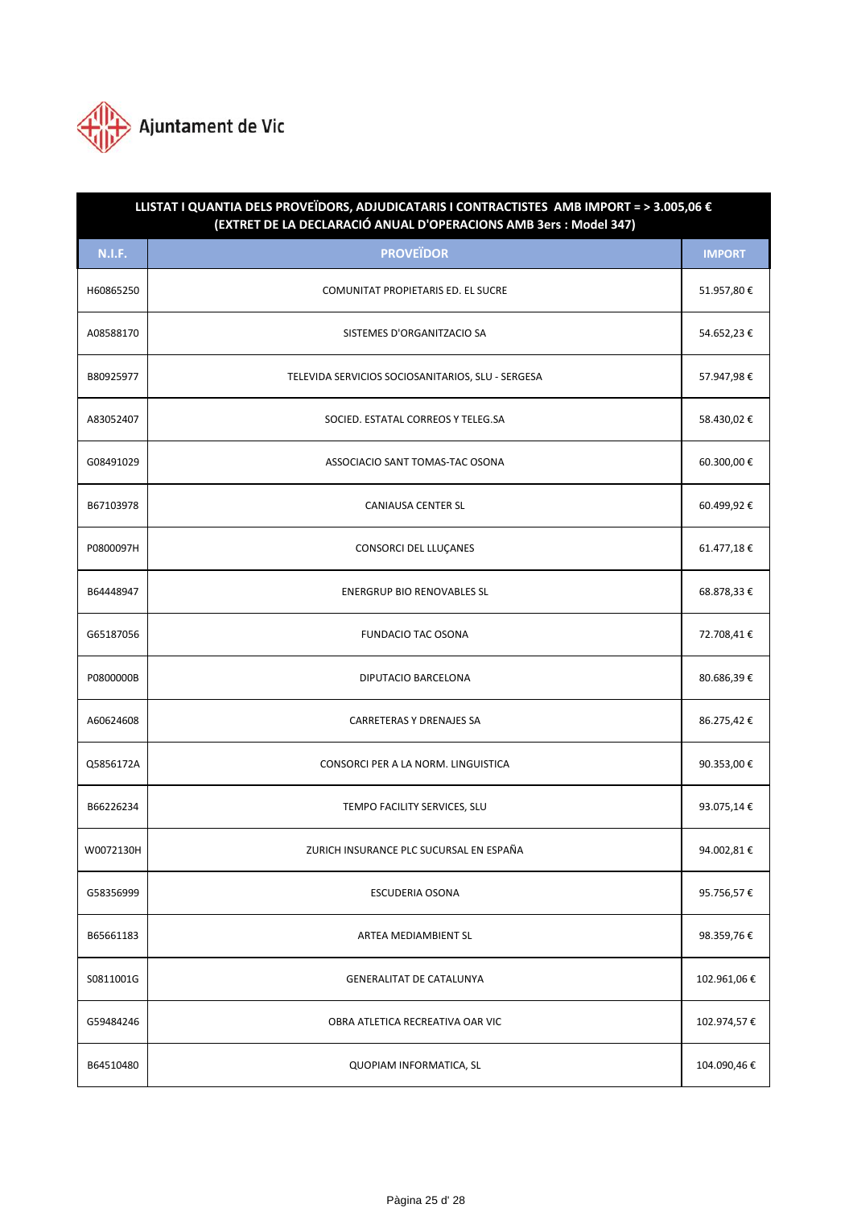Ajuntament de Vic

| LLISTAT I QUANTIA DELS PROVEÏDORS, ADJUDICATARIS I CONTRACTISTES AMB IMPORT = > 3.005,06 € (EXTRET DE LA DECLARACIÓ ANUAL D'OPERACIONS AMB 3ers : Model 347) | | |
|---|---|---|
| **N.I.F.** | **PROVEÏDOR** | **IMPORT** |
| H60865250 | COMUNITAT PROPIETARIS ED. EL SUCRE | 51.957,80 € |
| A08588170 | SISTEMES D'ORGANITZACIO SA | 54.652,23 € |
| B80925977 | TELEVIDA SERVICIOS SOCIOSANITARIOS, SLU - SERGESA | 57.947,98 € |
| A83052407 | SOCIED. ESTATAL CORREOS Y TELEG.SA | 58.430,02 € |
| G08491029 | ASSOCIACIO SANT TOMAS-TAC OSONA | 60.300,00 € |
| B67103978 | CANIAUSA CENTER SL | 60.499,92 € |
| P0800097H | CONSORCI DEL LLUÇANES | 61.477,18 € |
| B64448947 | ENERGRUP BIO RENOVABLES SL | 68.878,33 € |
| G65187056 | FUNDACIO TAC OSONA | 72.708,41 € |
| P0800000B | DIPUTACIO BARCELONA | 80.686,39 € |
| A60624608 | CARRETERAS Y DRENAJES SA | 86.275,42 € |
| Q5856172A | CONSORCI PER A LA NORM. LINGUISTICA | 90.353,00 € |
| B66226234 | TEMPO FACILITY SERVICES, SLU | 93.075,14 € |
| W0072130H | ZURICH INSURANCE PLC SUCURSAL EN ESPAÑA | 94.002,81 € |
| G58356999 | ESCUDERIA OSONA | 95.756,57 € |
| B65661183 | ARTEA MEDIAMBIENT SL | 98.359,76 € |
| S0811001G | GENERALITAT DE CATALUNYA | 102.961,06 € |
| G59484246 | OBRA ATLETICA RECREATIVA OAR VIC | 102.974,57 € |
| B64510480 | QUOPIAM INFORMATICA, SL | 104.090,46 € |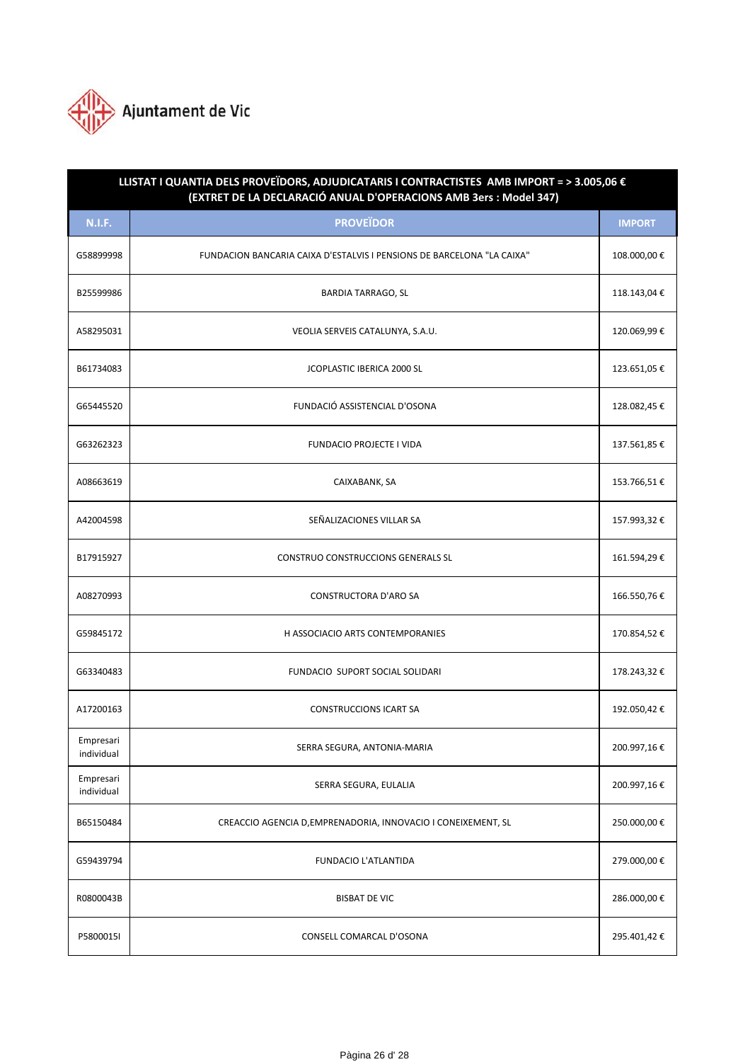Ajuntament de Vic

| LLISTAT I QUANTIA DELS PROVEÏDORS, ADJUDICATARIS I CONTRACTISTES AMB IMPORT = > 3.005,06 € (EXTRET DE LA DECLARACIÓ ANUAL D'OPERACIONS AMB 3ers : Model 347) | | |
|---|---|---|
| **N.I.F.** | **PROVEÏDOR** | **IMPORT** |
| G58899998 | FUNDACION BANCARIA CAIXA D'ESTALVIS I PENSIONS DE BARCELONA "LA CAIXA" | 108.000,00 € |
| B25599986 | BARDIA TARRAGO, SL | 118.143,04 € |
| A58295031 | VEOLIA SERVEIS CATALUNYA, S.A.U. | 120.069,99 € |
| B61734083 | JCOPLASTIC IBERICA 2000 SL | 123.651,05 € |
| G65445520 | FUNDACIÓ ASSISTENCIAL D'OSONA | 128.082,45 € |
| G63262323 | FUNDACIO PROJECTE I VIDA | 137.561,85 € |
| A08663619 | CAIXABANK, SA | 153.766,51 € |
| A42004598 | SEÑALIZACIONES VILLAR SA | 157.993,32 € |
| B17915927 | CONSTRUO CONSTRUCCIONS GENERALS SL | 161.594,29 € |
| A08270993 | CONSTRUCTORA D'ARO SA | 166.550,76 € |
| G59845172 | H ASSOCIACIO ARTS CONTEMPORANIES | 170.854,52 € |
| G63340483 | FUNDACIO SUPORT SOCIAL SOLIDARI | 178.243,32 € |
| A17200163 | CONSTRUCCIONS ICART SA | 192.050,42 € |
| Empresari individual | SERRA SEGURA, ANTONIA-MARIA | 200.997,16 € |
| Empresari individual | SERRA SEGURA, EULALIA | 200.997,16 € |
| B65150484 | CREACCIO AGENCIA D,EMPRENADORIA, INNOVACIO I CONEIXEMENT, SL | 250.000,00 € |
| G59439794 | FUNDACIO L'ATLANTIDA | 279.000,00 € |
| R0800043B | BISBAT DE VIC | 286.000,00 € |
| P5800015I | CONSELL COMARCAL D'OSONA | 295.401,42 € |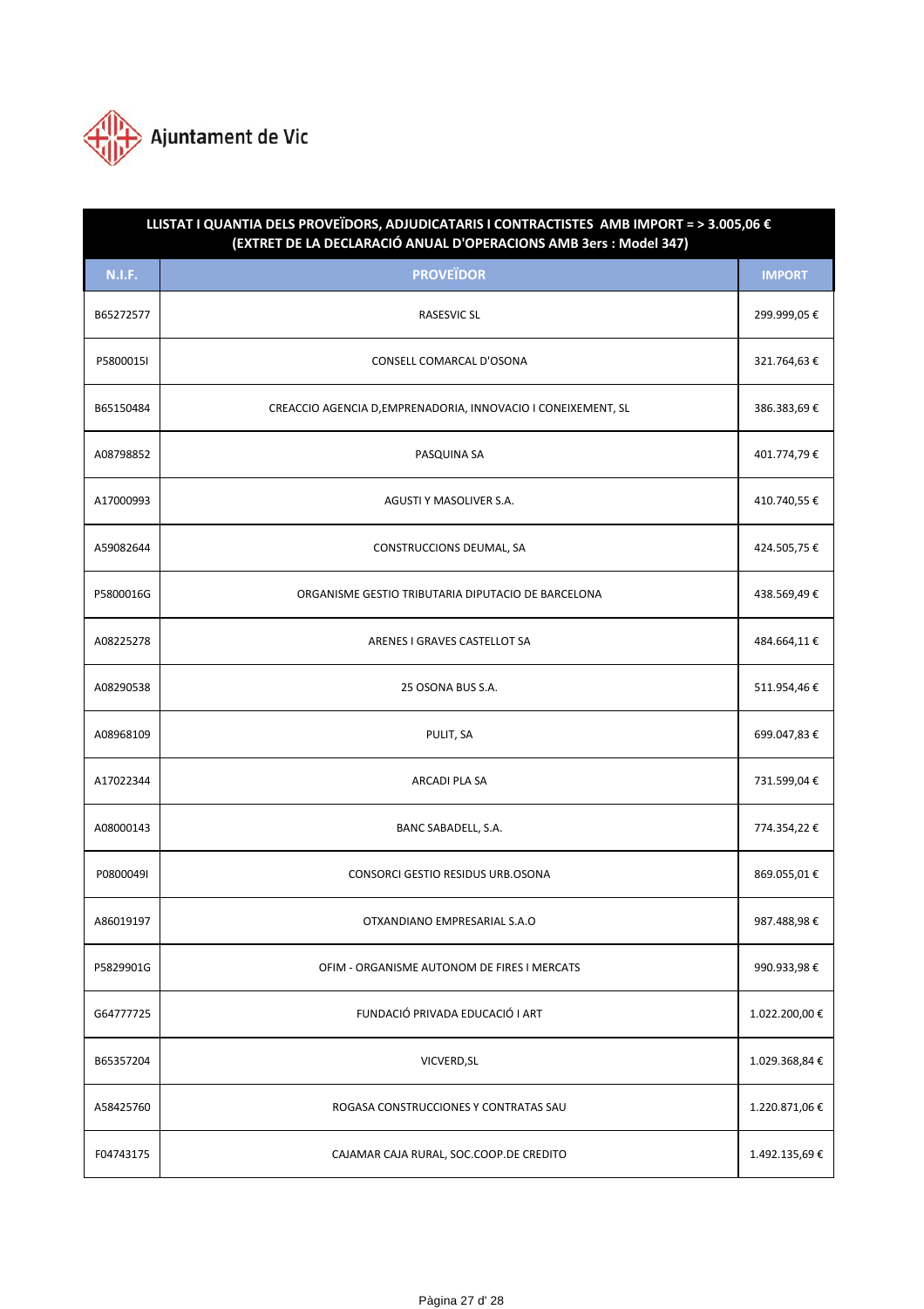Ajuntament de Vic

| LLISTAT I QUANTIA DELS PROVEÏDORS, ADJUDICATARIS I CONTRACTISTES AMB IMPORT = > 3.005,06 € (EXTRET DE LA DECLARACIÓ ANUAL D'OPERACIONS AMB 3ers : Model 347) | | |
|---|---|---|
| **N.I.F.** | **PROVEÏDOR** | **IMPORT** |
| B65272577 | RASESVIC SL | 299.999,05 € |
| P5800015I | CONSELL COMARCAL D'OSONA | 321.764,63 € |
| B65150484 | CREACCIO AGENCIA D,EMPRENADORIA, INNOVACIO I CONEIXEMENT, SL | 386.383,69 € |
| A08798852 | PASQUINA SA | 401.774,79 € |
| A17000993 | AGUSTI Y MASOLIVER S.A. | 410.740,55 € |
| A59082644 | CONSTRUCCIONS DEUMAL, SA | 424.505,75 € |
| P5800016G | ORGANISME GESTIO TRIBUTARIA DIPUTACIO DE BARCELONA | 438.569,49 € |
| A08225278 | ARENES I GRAVES CASTELLOT SA | 484.664,11 € |
| A08290538 | 25 OSONA BUS S.A. | 511.954,46 € |
| A08968109 | PULIT, SA | 699.047,83 € |
| A17022344 | ARCADI PLA SA | 731.599,04 € |
| A08000143 | BANC SABADELL, S.A. | 774.354,22 € |
| P0800049I | CONSORCI GESTIO RESIDUS URB.OSONA | 869.055,01 € |
| A86019197 | OTXANDIANO EMPRESARIAL S.A.O | 987.488,98 € |
| P5829901G | OFIM - ORGANISME AUTONOM DE FIRES I MERCATS | 990.933,98 € |
| G64777725 | FUNDACIÓ PRIVADA EDUCACIÓ I ART | 1.022.200,00 € |
| B65357204 | VICVERD,SL | 1.029.368,84 € |
| A58425760 | ROGASA CONSTRUCCIONES Y CONTRATAS SAU | 1.220.871,06 € |
| F04743175 | CAJAMAR CAJA RURAL, SOC.COOP.DE CREDITO | 1.492.135,69 € |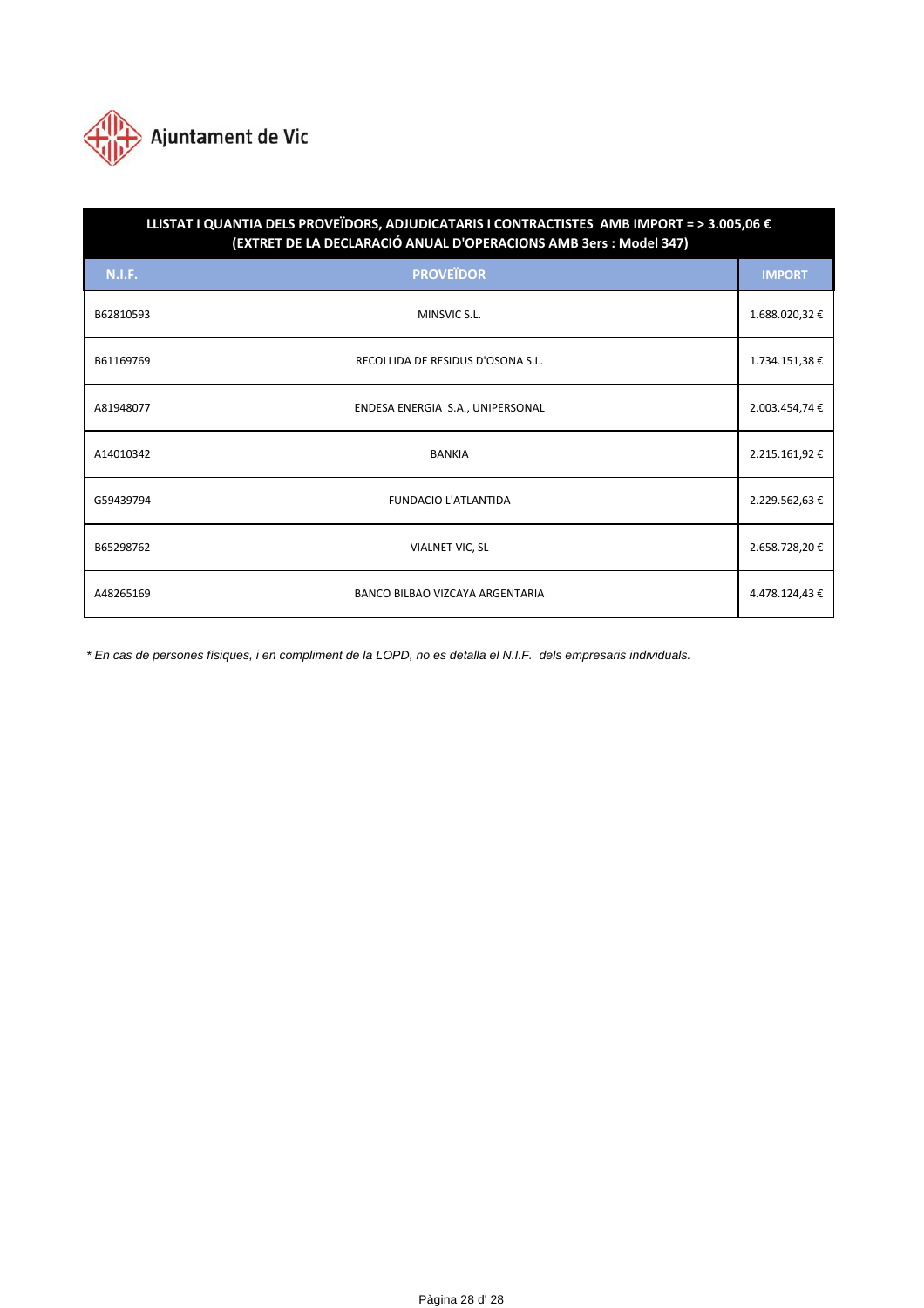Ajuntament de Vic

| LLISTAT I QUANTIA DELS PROVEÏDORS, ADJUDICATARIS I CONTRACTISTES AMB IMPORT = > 3.005,06 € (EXTRET DE LA DECLARACIÓ ANUAL D'OPERACIONS AMB 3ers : Model 347) | | |
|---|---|---|
| **N.I.F.** | **PROVEÏDOR** | **IMPORT** |
| B62810593 | MINSVIC S.L. | 1.688.020,32 € |
| B61169769 | RECOLLIDA DE RESIDUS D'OSONA S.L. | 1.734.151,38 € |
| A81948077 | ENDESA ENERGIA S.A., UNIPERSONAL | 2.003.454,74 € |
| A14010342 | BANKIA | 2.215.161,92 € |
| G59439794 | FUNDACIO L'ATLANTIDA | 2.229.562,63 € |
| B65298762 | VIALNET VIC, SL | 2.658.728,20 € |
| A48265169 | BANCO BILBAO VIZCAYA ARGENTARIA | 4.478.124,43 € |

*\* En cas de persones físiques, i en compliment de la LOPD, no es detalla el N.I.F. dels empresaris individuals.*